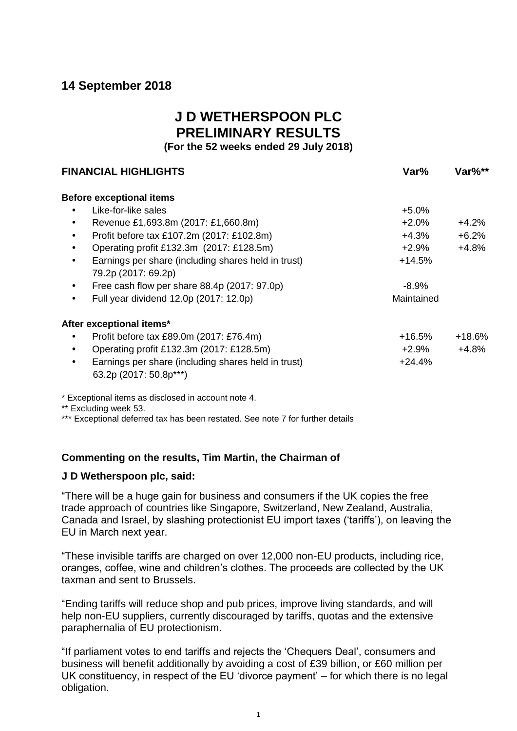**14 September 2018**

# J D WETHERSPOON PLC
# PRELIMINARY RESULTS

**(For the 52 weeks ended 29 July 2018)**

| **FINANCIAL HIGHLIGHTS** | **Var%** | **Var%\*\*** |
|---|---|---|
| **Before exceptional items** | | |
| • Like-for-like sales | +5.0% | |
| • Revenue £1,693.8m (2017: £1,660.8m) | +2.0% | +4.2% |
| • Profit before tax £107.2m (2017: £102.8m) | +4.3% | +6.2% |
| • Operating profit £132.3m (2017: £128.5m) | +2.9% | +4.8% |
| • Earnings per share (including shares held in trust) 79.2p (2017: 69.2p) | +14.5% | |
| • Free cash flow per share 88.4p (2017: 97.0p) | -8.9% | |
| • Full year dividend 12.0p (2017: 12.0p) | Maintained | |
| **After exceptional items\*** | | |
| • Profit before tax £89.0m (2017: £76.4m) | +16.5% | +18.6% |
| • Operating profit £132.3m (2017: £128.5m) | +2.9% | +4.8% |
| • Earnings per share (including shares held in trust) 63.2p (2017: 50.8p\*\*\*) | +24.4% | |

\* Exceptional items as disclosed in account note 4.

\*\* Excluding week 53.

\*\*\* Exceptional deferred tax has been restated. See note 7 for further details

**Commenting on the results, Tim Martin, the Chairman of J D Wetherspoon plc, said:**

"There will be a huge gain for business and consumers if the UK copies the free trade approach of countries like Singapore, Switzerland, New Zealand, Australia, Canada and Israel, by slashing protectionist EU import taxes ('tariffs'), on leaving the EU in March next year.

"These invisible tariffs are charged on over 12,000 non-EU products, including rice, oranges, coffee, wine and children's clothes. The proceeds are collected by the UK taxman and sent to Brussels.

"Ending tariffs will reduce shop and pub prices, improve living standards, and will help non-EU suppliers, currently discouraged by tariffs, quotas and the extensive paraphernalia of EU protectionism.

"If parliament votes to end tariffs and rejects the 'Chequers Deal', consumers and business will benefit additionally by avoiding a cost of £39 billion, or £60 million per UK constituency, in respect of the EU 'divorce payment' – for which there is no legal obligation.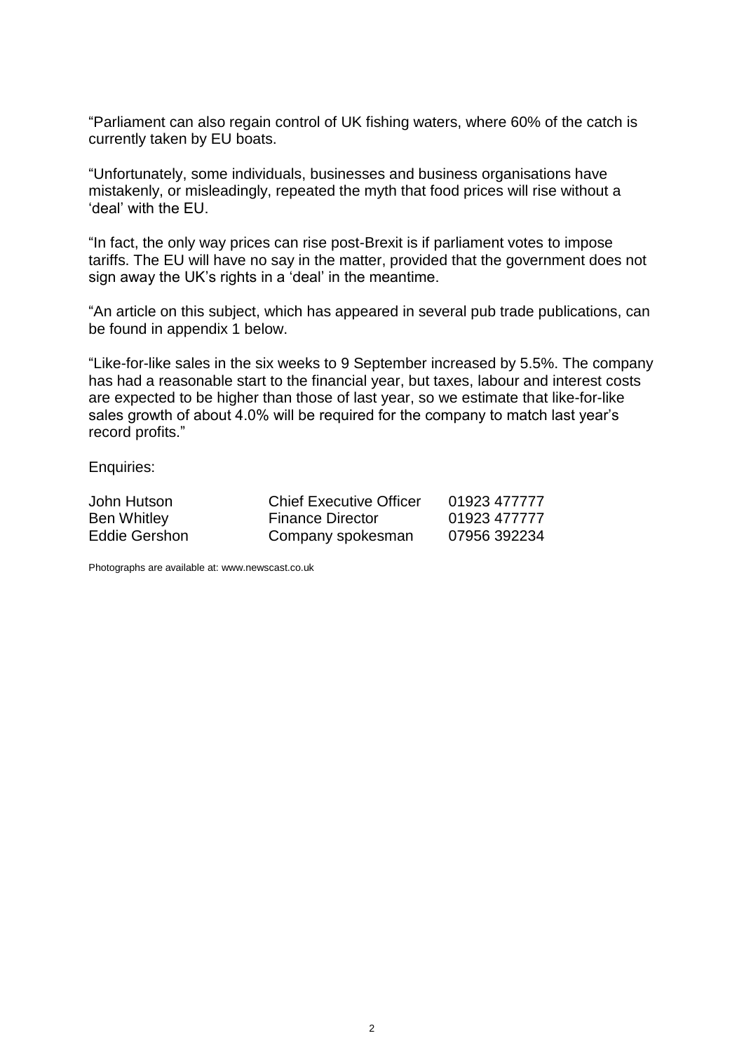"Parliament can also regain control of UK fishing waters, where 60% of the catch is currently taken by EU boats.

"Unfortunately, some individuals, businesses and business organisations have mistakenly, or misleadingly, repeated the myth that food prices will rise without a 'deal' with the EU.

"In fact, the only way prices can rise post-Brexit is if parliament votes to impose tariffs. The EU will have no say in the matter, provided that the government does not sign away the UK's rights in a 'deal' in the meantime.

"An article on this subject, which has appeared in several pub trade publications, can be found in appendix 1 below.

"Like-for-like sales in the six weeks to 9 September increased by 5.5%. The company has had a reasonable start to the financial year, but taxes, labour and interest costs are expected to be higher than those of last year, so we estimate that like-for-like sales growth of about 4.0% will be required for the company to match last year's record profits."

Enquiries:

| | | |
|---|---|---|
| John Hutson | Chief Executive Officer | 01923 477777 |
| Ben Whitley | Finance Director | 01923 477777 |
| Eddie Gershon | Company spokesman | 07956 392234 |

Photographs are available at: www.newscast.co.uk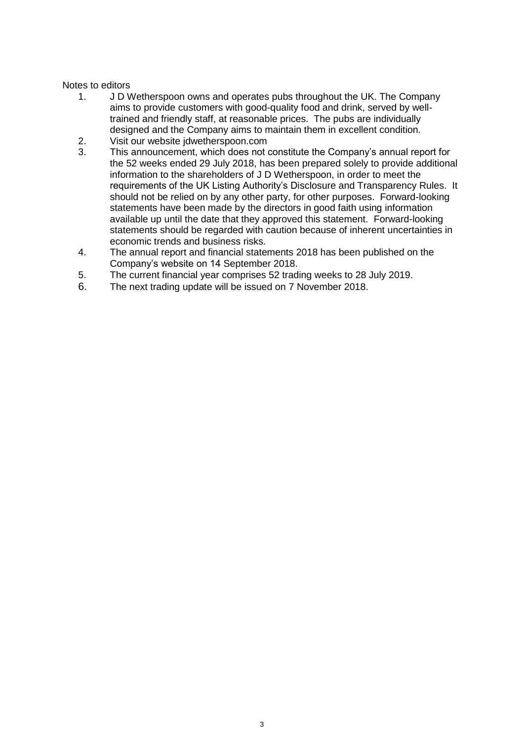Notes to editors

1. J D Wetherspoon owns and operates pubs throughout the UK. The Company aims to provide customers with good-quality food and drink, served by well-trained and friendly staff, at reasonable prices. The pubs are individually designed and the Company aims to maintain them in excellent condition.
2. Visit our website jdwetherspoon.com
3. This announcement, which does not constitute the Company's annual report for the 52 weeks ended 29 July 2018, has been prepared solely to provide additional information to the shareholders of J D Wetherspoon, in order to meet the requirements of the UK Listing Authority's Disclosure and Transparency Rules. It should not be relied on by any other party, for other purposes. Forward-looking statements have been made by the directors in good faith using information available up until the date that they approved this statement. Forward-looking statements should be regarded with caution because of inherent uncertainties in economic trends and business risks.
4. The annual report and financial statements 2018 has been published on the Company's website on 14 September 2018.
5. The current financial year comprises 52 trading weeks to 28 July 2019.
6. The next trading update will be issued on 7 November 2018.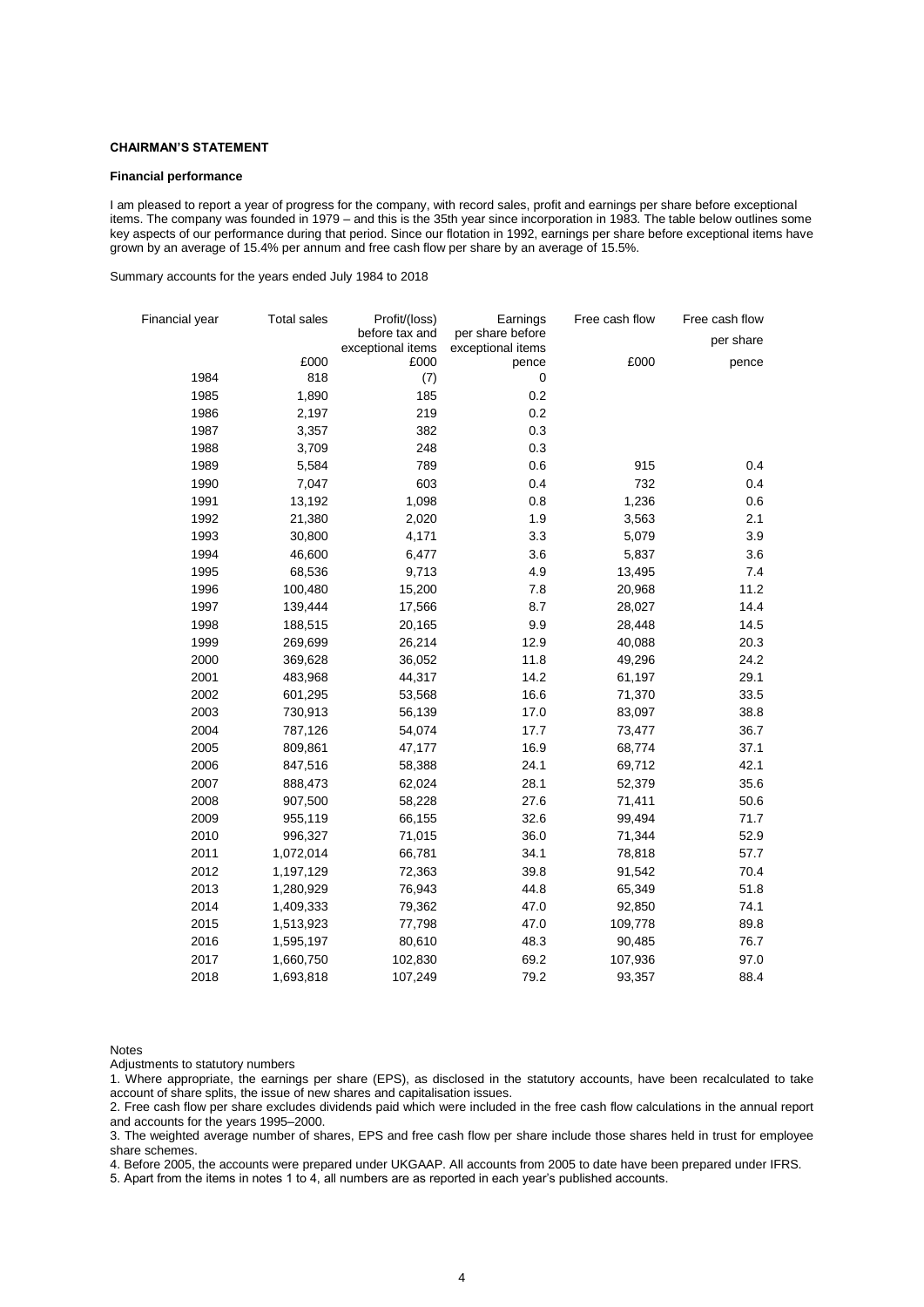**CHAIRMAN'S STATEMENT**

**Financial performance**

I am pleased to report a year of progress for the company, with record sales, profit and earnings per share before exceptional items. The company was founded in 1979 – and this is the 35th year since incorporation in 1983. The table below outlines some key aspects of our performance during that period. Since our flotation in 1992, earnings per share before exceptional items have grown by an average of 15.4% per annum and free cash flow per share by an average of 15.5%.

Summary accounts for the years ended July 1984 to 2018

| Financial year | Total sales | Profit/(loss) before tax and exceptional items | Earnings per share before exceptional items | Free cash flow | Free cash flow per share |
|---|---|---|---|---|---|
| | £000 | £000 | pence | £000 | pence |
| 1984 | 818 | (7) | 0 | | |
| 1985 | 1,890 | 185 | 0.2 | | |
| 1986 | 2,197 | 219 | 0.2 | | |
| 1987 | 3,357 | 382 | 0.3 | | |
| 1988 | 3,709 | 248 | 0.3 | | |
| 1989 | 5,584 | 789 | 0.6 | 915 | 0.4 |
| 1990 | 7,047 | 603 | 0.4 | 732 | 0.4 |
| 1991 | 13,192 | 1,098 | 0.8 | 1,236 | 0.6 |
| 1992 | 21,380 | 2,020 | 1.9 | 3,563 | 2.1 |
| 1993 | 30,800 | 4,171 | 3.3 | 5,079 | 3.9 |
| 1994 | 46,600 | 6,477 | 3.6 | 5,837 | 3.6 |
| 1995 | 68,536 | 9,713 | 4.9 | 13,495 | 7.4 |
| 1996 | 100,480 | 15,200 | 7.8 | 20,968 | 11.2 |
| 1997 | 139,444 | 17,566 | 8.7 | 28,027 | 14.4 |
| 1998 | 188,515 | 20,165 | 9.9 | 28,448 | 14.5 |
| 1999 | 269,699 | 26,214 | 12.9 | 40,088 | 20.3 |
| 2000 | 369,628 | 36,052 | 11.8 | 49,296 | 24.2 |
| 2001 | 483,968 | 44,317 | 14.2 | 61,197 | 29.1 |
| 2002 | 601,295 | 53,568 | 16.6 | 71,370 | 33.5 |
| 2003 | 730,913 | 56,139 | 17.0 | 83,097 | 38.8 |
| 2004 | 787,126 | 54,074 | 17.7 | 73,477 | 36.7 |
| 2005 | 809,861 | 47,177 | 16.9 | 68,774 | 37.1 |
| 2006 | 847,516 | 58,388 | 24.1 | 69,712 | 42.1 |
| 2007 | 888,473 | 62,024 | 28.1 | 52,379 | 35.6 |
| 2008 | 907,500 | 58,228 | 27.6 | 71,411 | 50.6 |
| 2009 | 955,119 | 66,155 | 32.6 | 99,494 | 71.7 |
| 2010 | 996,327 | 71,015 | 36.0 | 71,344 | 52.9 |
| 2011 | 1,072,014 | 66,781 | 34.1 | 78,818 | 57.7 |
| 2012 | 1,197,129 | 72,363 | 39.8 | 91,542 | 70.4 |
| 2013 | 1,280,929 | 76,943 | 44.8 | 65,349 | 51.8 |
| 2014 | 1,409,333 | 79,362 | 47.0 | 92,850 | 74.1 |
| 2015 | 1,513,923 | 77,798 | 47.0 | 109,778 | 89.8 |
| 2016 | 1,595,197 | 80,610 | 48.3 | 90,485 | 76.7 |
| 2017 | 1,660,750 | 102,830 | 69.2 | 107,936 | 97.0 |
| 2018 | 1,693,818 | 107,249 | 79.2 | 93,357 | 88.4 |

Notes

Adjustments to statutory numbers

1. Where appropriate, the earnings per share (EPS), as disclosed in the statutory accounts, have been recalculated to take account of share splits, the issue of new shares and capitalisation issues.
2. Free cash flow per share excludes dividends paid which were included in the free cash flow calculations in the annual report and accounts for the years 1995–2000.
3. The weighted average number of shares, EPS and free cash flow per share include those shares held in trust for employee share schemes.
4. Before 2005, the accounts were prepared under UKGAAP. All accounts from 2005 to date have been prepared under IFRS.
5. Apart from the items in notes 1 to 4, all numbers are as reported in each year's published accounts.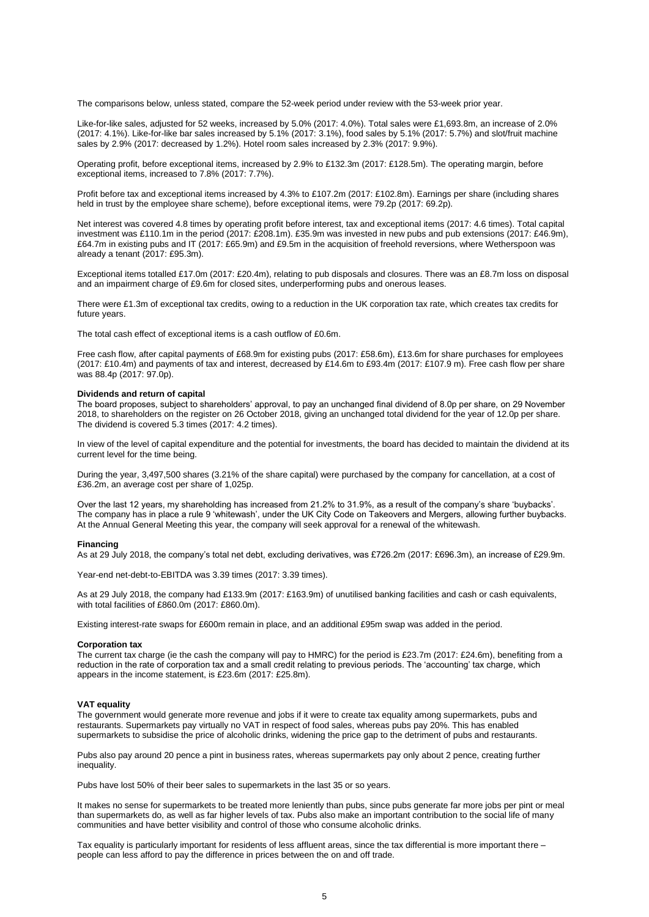The comparisons below, unless stated, compare the 52-week period under review with the 53-week prior year.

Like-for-like sales, adjusted for 52 weeks, increased by 5.0% (2017: 4.0%). Total sales were £1,693.8m, an increase of 2.0% (2017: 4.1%). Like-for-like bar sales increased by 5.1% (2017: 3.1%), food sales by 5.1% (2017: 5.7%) and slot/fruit machine sales by 2.9% (2017: decreased by 1.2%). Hotel room sales increased by 2.3% (2017: 9.9%).

Operating profit, before exceptional items, increased by 2.9% to £132.3m (2017: £128.5m). The operating margin, before exceptional items, increased to 7.8% (2017: 7.7%).

Profit before tax and exceptional items increased by 4.3% to £107.2m (2017: £102.8m). Earnings per share (including shares held in trust by the employee share scheme), before exceptional items, were 79.2p (2017: 69.2p).

Net interest was covered 4.8 times by operating profit before interest, tax and exceptional items (2017: 4.6 times). Total capital investment was £110.1m in the period (2017: £208.1m). £35.9m was invested in new pubs and pub extensions (2017: £46.9m), £64.7m in existing pubs and IT (2017: £65.9m) and £9.5m in the acquisition of freehold reversions, where Wetherspoon was already a tenant (2017: £95.3m).

Exceptional items totalled £17.0m (2017: £20.4m), relating to pub disposals and closures. There was an £8.7m loss on disposal and an impairment charge of £9.6m for closed sites, underperforming pubs and onerous leases.

There were £1.3m of exceptional tax credits, owing to a reduction in the UK corporation tax rate, which creates tax credits for future years.

The total cash effect of exceptional items is a cash outflow of £0.6m.

Free cash flow, after capital payments of £68.9m for existing pubs (2017: £58.6m), £13.6m for share purchases for employees (2017: £10.4m) and payments of tax and interest, decreased by £14.6m to £93.4m (2017: £107.9 m). Free cash flow per share was 88.4p (2017: 97.0p).

**Dividends and return of capital**

The board proposes, subject to shareholders' approval, to pay an unchanged final dividend of 8.0p per share, on 29 November 2018, to shareholders on the register on 26 October 2018, giving an unchanged total dividend for the year of 12.0p per share. The dividend is covered 5.3 times (2017: 4.2 times).

In view of the level of capital expenditure and the potential for investments, the board has decided to maintain the dividend at its current level for the time being.

During the year, 3,497,500 shares (3.21% of the share capital) were purchased by the company for cancellation, at a cost of £36.2m, an average cost per share of 1,025p.

Over the last 12 years, my shareholding has increased from 21.2% to 31.9%, as a result of the company's share 'buybacks'. The company has in place a rule 9 'whitewash', under the UK City Code on Takeovers and Mergers, allowing further buybacks. At the Annual General Meeting this year, the company will seek approval for a renewal of the whitewash.

**Financing**

As at 29 July 2018, the company's total net debt, excluding derivatives, was £726.2m (2017: £696.3m), an increase of £29.9m.

Year-end net-debt-to-EBITDA was 3.39 times (2017: 3.39 times).

As at 29 July 2018, the company had £133.9m (2017: £163.9m) of unutilised banking facilities and cash or cash equivalents, with total facilities of £860.0m (2017: £860.0m).

Existing interest-rate swaps for £600m remain in place, and an additional £95m swap was added in the period.

**Corporation tax**

The current tax charge (ie the cash the company will pay to HMRC) for the period is £23.7m (2017: £24.6m), benefiting from a reduction in the rate of corporation tax and a small credit relating to previous periods. The 'accounting' tax charge, which appears in the income statement, is £23.6m (2017: £25.8m).

**VAT equality**

The government would generate more revenue and jobs if it were to create tax equality among supermarkets, pubs and restaurants. Supermarkets pay virtually no VAT in respect of food sales, whereas pubs pay 20%. This has enabled supermarkets to subsidise the price of alcoholic drinks, widening the price gap to the detriment of pubs and restaurants.

Pubs also pay around 20 pence a pint in business rates, whereas supermarkets pay only about 2 pence, creating further inequality.

Pubs have lost 50% of their beer sales to supermarkets in the last 35 or so years.

It makes no sense for supermarkets to be treated more leniently than pubs, since pubs generate far more jobs per pint or meal than supermarkets do, as well as far higher levels of tax. Pubs also make an important contribution to the social life of many communities and have better visibility and control of those who consume alcoholic drinks.

Tax equality is particularly important for residents of less affluent areas, since the tax differential is more important there – people can less afford to pay the difference in prices between the on and off trade.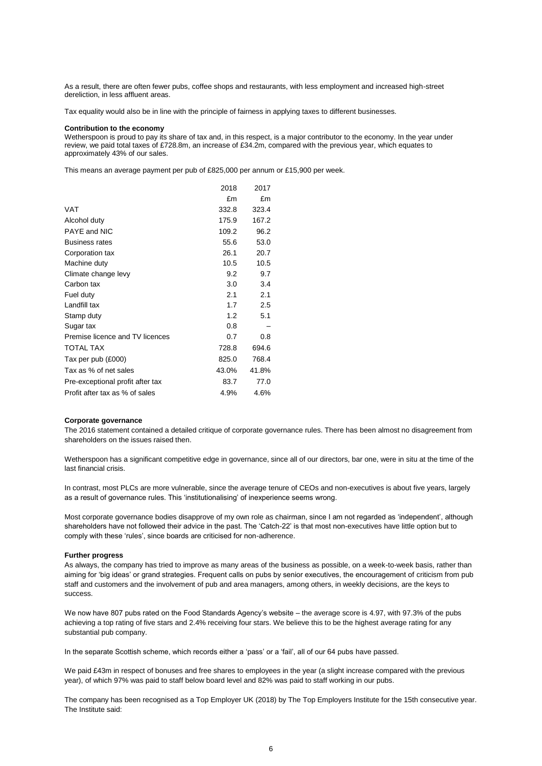As a result, there are often fewer pubs, coffee shops and restaurants, with less employment and increased high-street dereliction, in less affluent areas.

Tax equality would also be in line with the principle of fairness in applying taxes to different businesses.

**Contribution to the economy**

Wetherspoon is proud to pay its share of tax and, in this respect, is a major contributor to the economy. In the year under review, we paid total taxes of £728.8m, an increase of £34.2m, compared with the previous year, which equates to approximately 43% of our sales.

This means an average payment per pub of £825,000 per annum or £15,900 per week.

| | 2018 | 2017 |
|---|---|---|
| | £m | £m |
| VAT | 332.8 | 323.4 |
| Alcohol duty | 175.9 | 167.2 |
| PAYE and NIC | 109.2 | 96.2 |
| Business rates | 55.6 | 53.0 |
| Corporation tax | 26.1 | 20.7 |
| Machine duty | 10.5 | 10.5 |
| Climate change levy | 9.2 | 9.7 |
| Carbon tax | 3.0 | 3.4 |
| Fuel duty | 2.1 | 2.1 |
| Landfill tax | 1.7 | 2.5 |
| Stamp duty | 1.2 | 5.1 |
| Sugar tax | 0.8 | – |
| Premise licence and TV licences | 0.7 | 0.8 |
| TOTAL TAX | 728.8 | 694.6 |
| Tax per pub (£000) | 825.0 | 768.4 |
| Tax as % of net sales | 43.0% | 41.8% |
| Pre-exceptional profit after tax | 83.7 | 77.0 |
| Profit after tax as % of sales | 4.9% | 4.6% |

**Corporate governance**

The 2016 statement contained a detailed critique of corporate governance rules. There has been almost no disagreement from shareholders on the issues raised then.

Wetherspoon has a significant competitive edge in governance, since all of our directors, bar one, were in situ at the time of the last financial crisis.

In contrast, most PLCs are more vulnerable, since the average tenure of CEOs and non-executives is about five years, largely as a result of governance rules. This 'institutionalising' of inexperience seems wrong.

Most corporate governance bodies disapprove of my own role as chairman, since I am not regarded as 'independent', although shareholders have not followed their advice in the past. The 'Catch-22' is that most non-executives have little option but to comply with these 'rules', since boards are criticised for non-adherence.

**Further progress**

As always, the company has tried to improve as many areas of the business as possible, on a week-to-week basis, rather than aiming for 'big ideas' or grand strategies. Frequent calls on pubs by senior executives, the encouragement of criticism from pub staff and customers and the involvement of pub and area managers, among others, in weekly decisions, are the keys to success.

We now have 807 pubs rated on the Food Standards Agency's website – the average score is 4.97, with 97.3% of the pubs achieving a top rating of five stars and 2.4% receiving four stars. We believe this to be the highest average rating for any substantial pub company.

In the separate Scottish scheme, which records either a 'pass' or a 'fail', all of our 64 pubs have passed.

We paid £43m in respect of bonuses and free shares to employees in the year (a slight increase compared with the previous year), of which 97% was paid to staff below board level and 82% was paid to staff working in our pubs.

The company has been recognised as a Top Employer UK (2018) by The Top Employers Institute for the 15th consecutive year. The Institute said: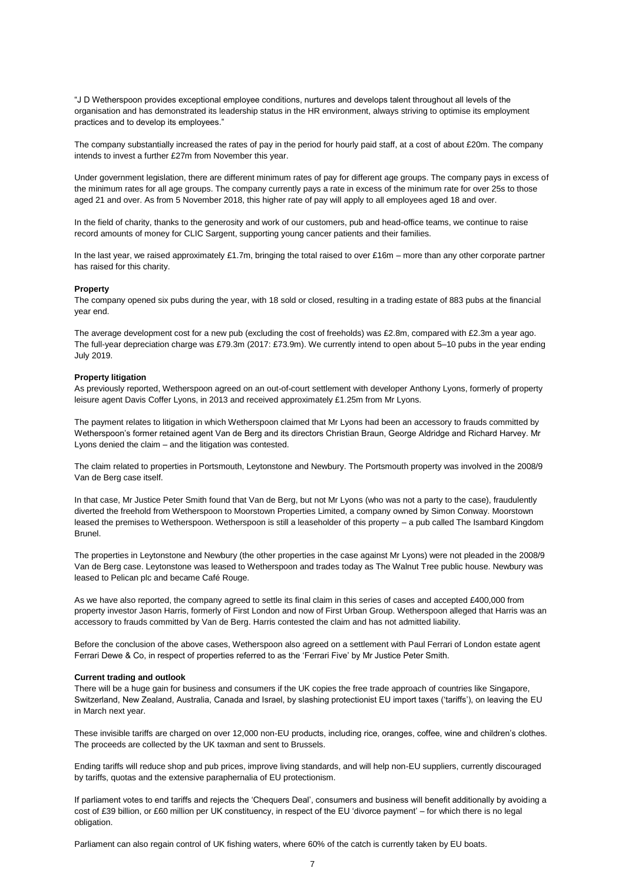"J D Wetherspoon provides exceptional employee conditions, nurtures and develops talent throughout all levels of the organisation and has demonstrated its leadership status in the HR environment, always striving to optimise its employment practices and to develop its employees."

The company substantially increased the rates of pay in the period for hourly paid staff, at a cost of about £20m. The company intends to invest a further £27m from November this year.

Under government legislation, there are different minimum rates of pay for different age groups. The company pays in excess of the minimum rates for all age groups. The company currently pays a rate in excess of the minimum rate for over 25s to those aged 21 and over. As from 5 November 2018, this higher rate of pay will apply to all employees aged 18 and over.

In the field of charity, thanks to the generosity and work of our customers, pub and head-office teams, we continue to raise record amounts of money for CLIC Sargent, supporting young cancer patients and their families.

In the last year, we raised approximately £1.7m, bringing the total raised to over £16m – more than any other corporate partner has raised for this charity.

**Property**

The company opened six pubs during the year, with 18 sold or closed, resulting in a trading estate of 883 pubs at the financial year end.

The average development cost for a new pub (excluding the cost of freeholds) was £2.8m, compared with £2.3m a year ago. The full-year depreciation charge was £79.3m (2017: £73.9m). We currently intend to open about 5–10 pubs in the year ending July 2019.

**Property litigation**

As previously reported, Wetherspoon agreed on an out-of-court settlement with developer Anthony Lyons, formerly of property leisure agent Davis Coffer Lyons, in 2013 and received approximately £1.25m from Mr Lyons.

The payment relates to litigation in which Wetherspoon claimed that Mr Lyons had been an accessory to frauds committed by Wetherspoon's former retained agent Van de Berg and its directors Christian Braun, George Aldridge and Richard Harvey. Mr Lyons denied the claim – and the litigation was contested.

The claim related to properties in Portsmouth, Leytonstone and Newbury. The Portsmouth property was involved in the 2008/9 Van de Berg case itself.

In that case, Mr Justice Peter Smith found that Van de Berg, but not Mr Lyons (who was not a party to the case), fraudulently diverted the freehold from Wetherspoon to Moorstown Properties Limited, a company owned by Simon Conway. Moorstown leased the premises to Wetherspoon. Wetherspoon is still a leaseholder of this property – a pub called The Isambard Kingdom Brunel.

The properties in Leytonstone and Newbury (the other properties in the case against Mr Lyons) were not pleaded in the 2008/9 Van de Berg case. Leytonstone was leased to Wetherspoon and trades today as The Walnut Tree public house. Newbury was leased to Pelican plc and became Café Rouge.

As we have also reported, the company agreed to settle its final claim in this series of cases and accepted £400,000 from property investor Jason Harris, formerly of First London and now of First Urban Group. Wetherspoon alleged that Harris was an accessory to frauds committed by Van de Berg. Harris contested the claim and has not admitted liability.

Before the conclusion of the above cases, Wetherspoon also agreed on a settlement with Paul Ferrari of London estate agent Ferrari Dewe & Co, in respect of properties referred to as the 'Ferrari Five' by Mr Justice Peter Smith.

**Current trading and outlook**

There will be a huge gain for business and consumers if the UK copies the free trade approach of countries like Singapore, Switzerland, New Zealand, Australia, Canada and Israel, by slashing protectionist EU import taxes ('tariffs'), on leaving the EU in March next year.

These invisible tariffs are charged on over 12,000 non-EU products, including rice, oranges, coffee, wine and children's clothes. The proceeds are collected by the UK taxman and sent to Brussels.

Ending tariffs will reduce shop and pub prices, improve living standards, and will help non-EU suppliers, currently discouraged by tariffs, quotas and the extensive paraphernalia of EU protectionism.

If parliament votes to end tariffs and rejects the 'Chequers Deal', consumers and business will benefit additionally by avoiding a cost of £39 billion, or £60 million per UK constituency, in respect of the EU 'divorce payment' – for which there is no legal obligation.

Parliament can also regain control of UK fishing waters, where 60% of the catch is currently taken by EU boats.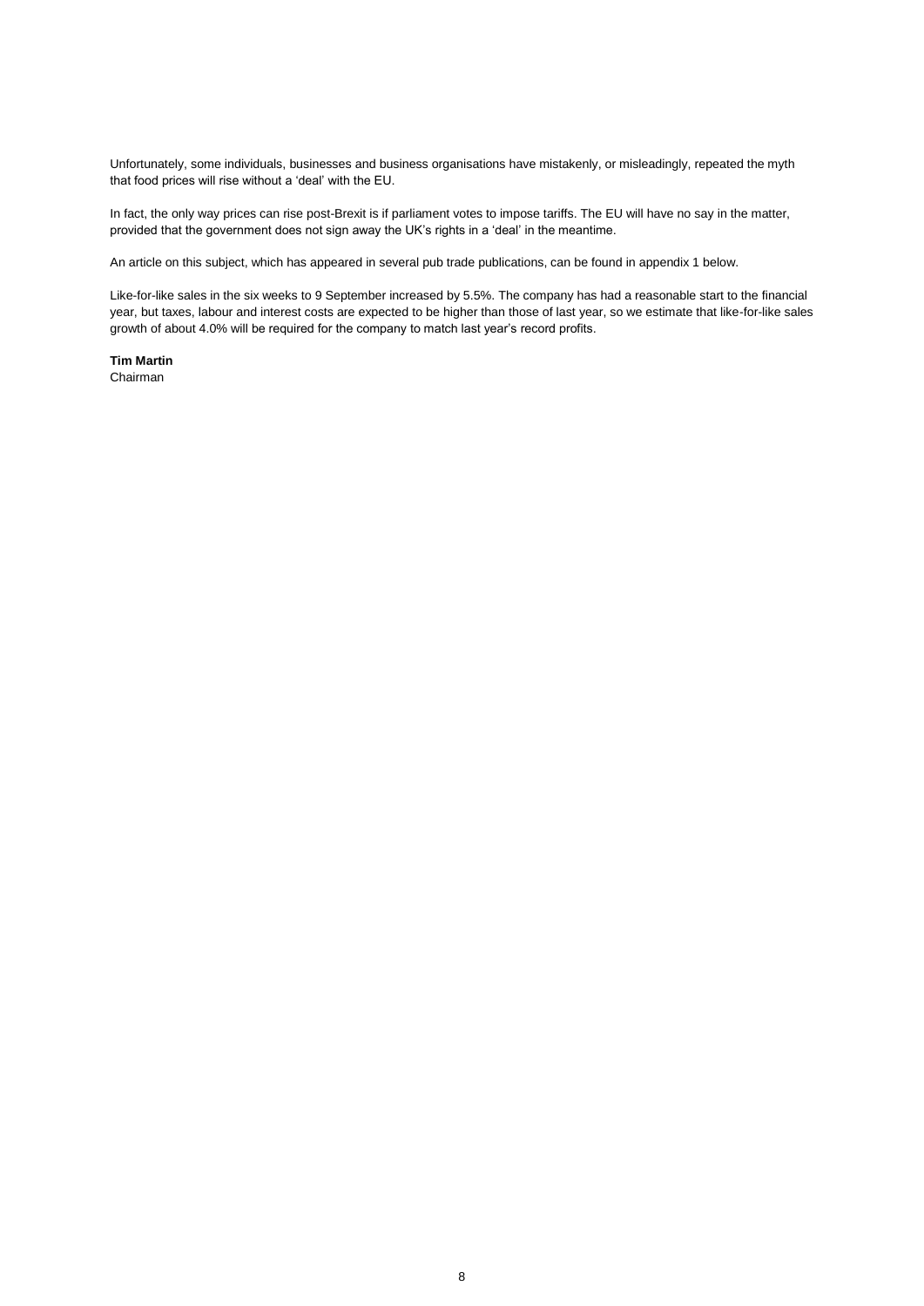Unfortunately, some individuals, businesses and business organisations have mistakenly, or misleadingly, repeated the myth that food prices will rise without a 'deal' with the EU.

In fact, the only way prices can rise post-Brexit is if parliament votes to impose tariffs. The EU will have no say in the matter, provided that the government does not sign away the UK's rights in a 'deal' in the meantime.

An article on this subject, which has appeared in several pub trade publications, can be found in appendix 1 below.

Like-for-like sales in the six weeks to 9 September increased by 5.5%. The company has had a reasonable start to the financial year, but taxes, labour and interest costs are expected to be higher than those of last year, so we estimate that like-for-like sales growth of about 4.0% will be required for the company to match last year's record profits.

**Tim Martin**
Chairman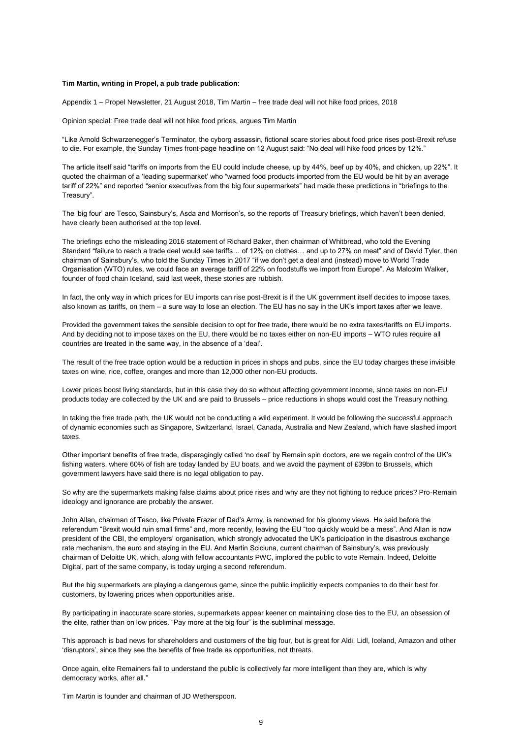**Tim Martin, writing in Propel, a pub trade publication:**

Appendix 1 – Propel Newsletter, 21 August 2018, Tim Martin – free trade deal will not hike food prices, 2018

Opinion special: Free trade deal will not hike food prices, argues Tim Martin

"Like Arnold Schwarzenegger's Terminator, the cyborg assassin, fictional scare stories about food price rises post-Brexit refuse to die. For example, the Sunday Times front-page headline on 12 August said: "No deal will hike food prices by 12%."

The article itself said "tariffs on imports from the EU could include cheese, up by 44%, beef up by 40%, and chicken, up 22%". It quoted the chairman of a 'leading supermarket' who "warned food products imported from the EU would be hit by an average tariff of 22%" and reported "senior executives from the big four supermarkets" had made these predictions in "briefings to the Treasury".

The 'big four' are Tesco, Sainsbury's, Asda and Morrison's, so the reports of Treasury briefings, which haven't been denied, have clearly been authorised at the top level.

The briefings echo the misleading 2016 statement of Richard Baker, then chairman of Whitbread, who told the Evening Standard "failure to reach a trade deal would see tariffs… of 12% on clothes… and up to 27% on meat" and of David Tyler, then chairman of Sainsbury's, who told the Sunday Times in 2017 "if we don't get a deal and (instead) move to World Trade Organisation (WTO) rules, we could face an average tariff of 22% on foodstuffs we import from Europe". As Malcolm Walker, founder of food chain Iceland, said last week, these stories are rubbish.

In fact, the only way in which prices for EU imports can rise post-Brexit is if the UK government itself decides to impose taxes, also known as tariffs, on them – a sure way to lose an election. The EU has no say in the UK's import taxes after we leave.

Provided the government takes the sensible decision to opt for free trade, there would be no extra taxes/tariffs on EU imports. And by deciding not to impose taxes on the EU, there would be no taxes either on non-EU imports – WTO rules require all countries are treated in the same way, in the absence of a 'deal'.

The result of the free trade option would be a reduction in prices in shops and pubs, since the EU today charges these invisible taxes on wine, rice, coffee, oranges and more than 12,000 other non-EU products.

Lower prices boost living standards, but in this case they do so without affecting government income, since taxes on non-EU products today are collected by the UK and are paid to Brussels – price reductions in shops would cost the Treasury nothing.

In taking the free trade path, the UK would not be conducting a wild experiment. It would be following the successful approach of dynamic economies such as Singapore, Switzerland, Israel, Canada, Australia and New Zealand, which have slashed import taxes.

Other important benefits of free trade, disparagingly called 'no deal' by Remain spin doctors, are we regain control of the UK's fishing waters, where 60% of fish are today landed by EU boats, and we avoid the payment of £39bn to Brussels, which government lawyers have said there is no legal obligation to pay.

So why are the supermarkets making false claims about price rises and why are they not fighting to reduce prices? Pro-Remain ideology and ignorance are probably the answer.

John Allan, chairman of Tesco, like Private Frazer of Dad's Army, is renowned for his gloomy views. He said before the referendum "Brexit would ruin small firms" and, more recently, leaving the EU "too quickly would be a mess". And Allan is now president of the CBI, the employers' organisation, which strongly advocated the UK's participation in the disastrous exchange rate mechanism, the euro and staying in the EU. And Martin Scicluna, current chairman of Sainsbury's, was previously chairman of Deloitte UK, which, along with fellow accountants PWC, implored the public to vote Remain. Indeed, Deloitte Digital, part of the same company, is today urging a second referendum.

But the big supermarkets are playing a dangerous game, since the public implicitly expects companies to do their best for customers, by lowering prices when opportunities arise.

By participating in inaccurate scare stories, supermarkets appear keener on maintaining close ties to the EU, an obsession of the elite, rather than on low prices. "Pay more at the big four" is the subliminal message.

This approach is bad news for shareholders and customers of the big four, but is great for Aldi, Lidl, Iceland, Amazon and other 'disruptors', since they see the benefits of free trade as opportunities, not threats.

Once again, elite Remainers fail to understand the public is collectively far more intelligent than they are, which is why democracy works, after all."

Tim Martin is founder and chairman of JD Wetherspoon.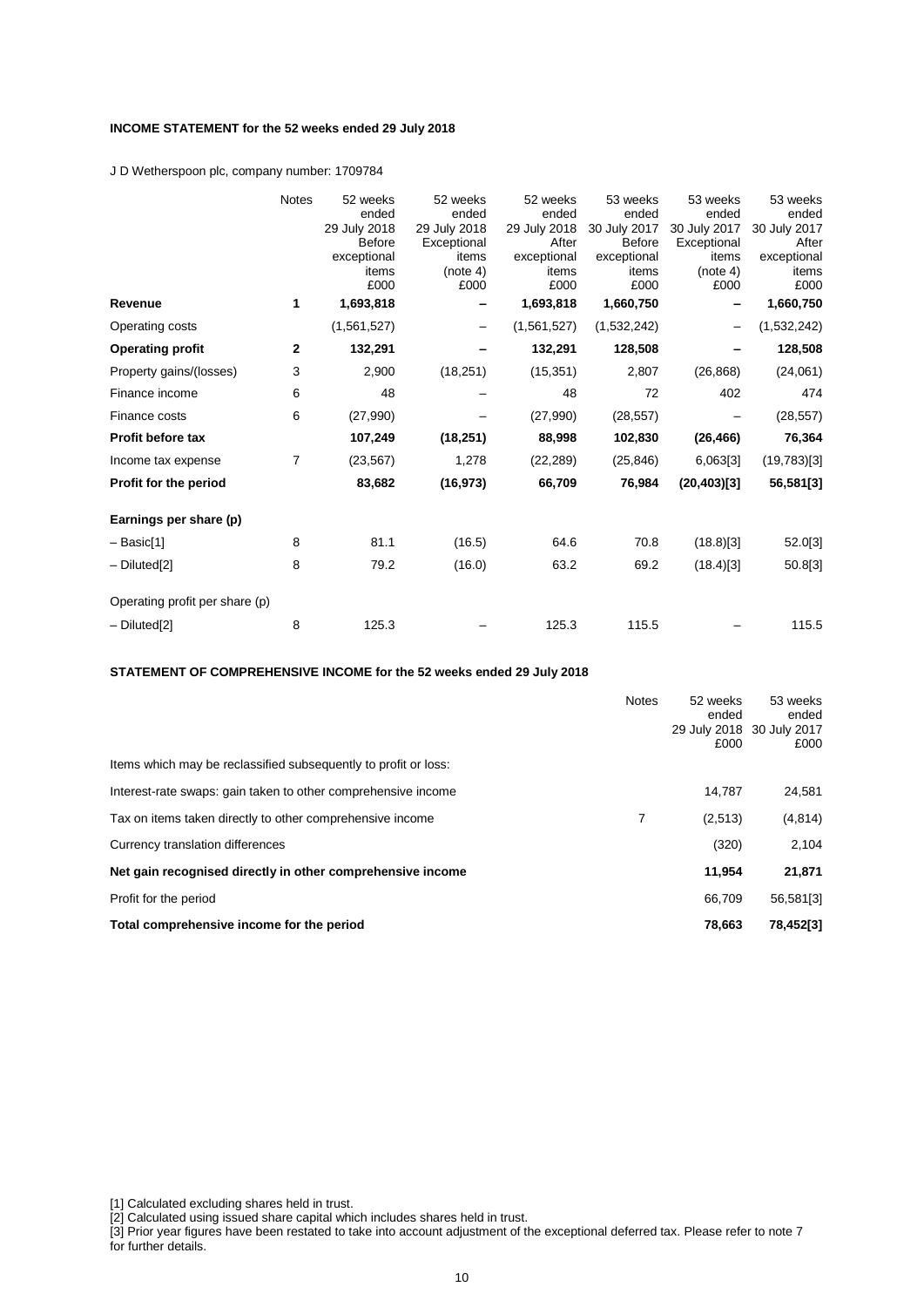**INCOME STATEMENT for the 52 weeks ended 29 July 2018**

J D Wetherspoon plc, company number: 1709784

| | Notes | 52 weeks ended 29 July 2018 Before exceptional items £000 | 52 weeks ended 29 July 2018 Exceptional items (note 4) £000 | 52 weeks ended 29 July 2018 After exceptional items £000 | 53 weeks ended 30 July 2017 Before exceptional items £000 | 53 weeks ended 30 July 2017 Exceptional items (note 4) £000 | 53 weeks ended 30 July 2017 After exceptional items £000 |
|---|---|---|---|---|---|---|---|
| **Revenue** | **1** | **1,693,818** | **–** | **1,693,818** | **1,660,750** | **–** | **1,660,750** |
| Operating costs | | (1,561,527) | – | (1,561,527) | (1,532,242) | – | (1,532,242) |
| **Operating profit** | **2** | **132,291** | **–** | **132,291** | **128,508** | **–** | **128,508** |
| Property gains/(losses) | 3 | 2,900 | (18,251) | (15,351) | 2,807 | (26,868) | (24,061) |
| Finance income | 6 | 48 | – | 48 | 72 | 402 | 474 |
| Finance costs | 6 | (27,990) | – | (27,990) | (28,557) | – | (28,557) |
| **Profit before tax** | | **107,249** | **(18,251)** | **88,998** | **102,830** | **(26,466)** | **76,364** |
| Income tax expense | 7 | (23,567) | 1,278 | (22,289) | (25,846) | 6,063[3] | (19,783)[3] |
| **Profit for the period** | | **83,682** | **(16,973)** | **66,709** | **76,984** | **(20,403)[3]** | **56,581[3]** |
| | | | | | | | |
| **Earnings per share (p)** | | | | | | | |
| – Basic[1] | 8 | 81.1 | (16.5) | 64.6 | 70.8 | (18.8)[3] | 52.0[3] |
| – Diluted[2] | 8 | 79.2 | (16.0) | 63.2 | 69.2 | (18.4)[3] | 50.8[3] |
| | | | | | | | |
| Operating profit per share (p) | | | | | | | |
| – Diluted[2] | 8 | 125.3 | – | 125.3 | 115.5 | – | 115.5 |

**STATEMENT OF COMPREHENSIVE INCOME for the 52 weeks ended 29 July 2018**

| | Notes | 52 weeks ended 29 July 2018 £000 | 53 weeks ended 30 July 2017 £000 |
|---|---|---|---|
| Items which may be reclassified subsequently to profit or loss: | | | |
| Interest-rate swaps: gain taken to other comprehensive income | | 14,787 | 24,581 |
| Tax on items taken directly to other comprehensive income | 7 | (2,513) | (4,814) |
| Currency translation differences | | (320) | 2,104 |
| **Net gain recognised directly in other comprehensive income** | | **11,954** | **21,871** |
| Profit for the period | | 66,709 | 56,581[3] |
| **Total comprehensive income for the period** | | **78,663** | **78,452[3]** |

[1] Calculated excluding shares held in trust.
[2] Calculated using issued share capital which includes shares held in trust.
[3] Prior year figures have been restated to take into account adjustment of the exceptional deferred tax. Please refer to note 7 for further details.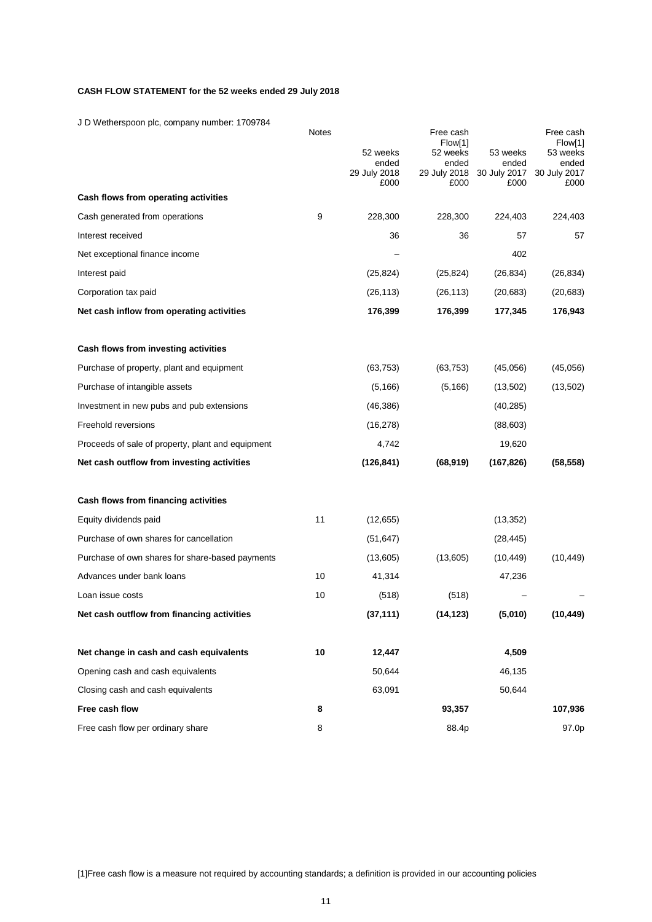**CASH FLOW STATEMENT for the 52 weeks ended 29 July 2018**

J D Wetherspoon plc, company number: 1709784

| | Notes | 52 weeks ended 29 July 2018 £000 | Free cash Flow[1] 52 weeks ended 29 July 2018 £000 | 53 weeks ended 30 July 2017 £000 | Free cash Flow[1] 53 weeks ended 30 July 2017 £000 |
|---|---|---|---|---|---|
| **Cash flows from operating activities** | | | | | |
| Cash generated from operations | 9 | 228,300 | 228,300 | 224,403 | 224,403 |
| Interest received | | 36 | 36 | 57 | 57 |
| Net exceptional finance income | | – | | 402 | |
| Interest paid | | (25,824) | (25,824) | (26,834) | (26,834) |
| Corporation tax paid | | (26,113) | (26,113) | (20,683) | (20,683) |
| **Net cash inflow from operating activities** | | **176,399** | **176,399** | **177,345** | **176,943** |
| | | | | | |
| **Cash flows from investing activities** | | | | | |
| Purchase of property, plant and equipment | | (63,753) | (63,753) | (45,056) | (45,056) |
| Purchase of intangible assets | | (5,166) | (5,166) | (13,502) | (13,502) |
| Investment in new pubs and pub extensions | | (46,386) | | (40,285) | |
| Freehold reversions | | (16,278) | | (88,603) | |
| Proceeds of sale of property, plant and equipment | | 4,742 | | 19,620 | |
| **Net cash outflow from investing activities** | | **(126,841)** | **(68,919)** | **(167,826)** | **(58,558)** |
| | | | | | |
| **Cash flows from financing activities** | | | | | |
| Equity dividends paid | 11 | (12,655) | | (13,352) | |
| Purchase of own shares for cancellation | | (51,647) | | (28,445) | |
| Purchase of own shares for share-based payments | | (13,605) | (13,605) | (10,449) | (10,449) |
| Advances under bank loans | 10 | 41,314 | | 47,236 | |
| Loan issue costs | 10 | (518) | (518) | – | – |
| **Net cash outflow from financing activities** | | **(37,111)** | **(14,123)** | **(5,010)** | **(10,449)** |
| | | | | | |
| **Net change in cash and cash equivalents** | **10** | **12,447** | | **4,509** | |
| Opening cash and cash equivalents | | 50,644 | | 46,135 | |
| Closing cash and cash equivalents | | 63,091 | | 50,644 | |
| **Free cash flow** | **8** | | **93,357** | | **107,936** |
| Free cash flow per ordinary share | 8 | | 88.4p | | 97.0p |

[1]Free cash flow is a measure not required by accounting standards; a definition is provided in our accounting policies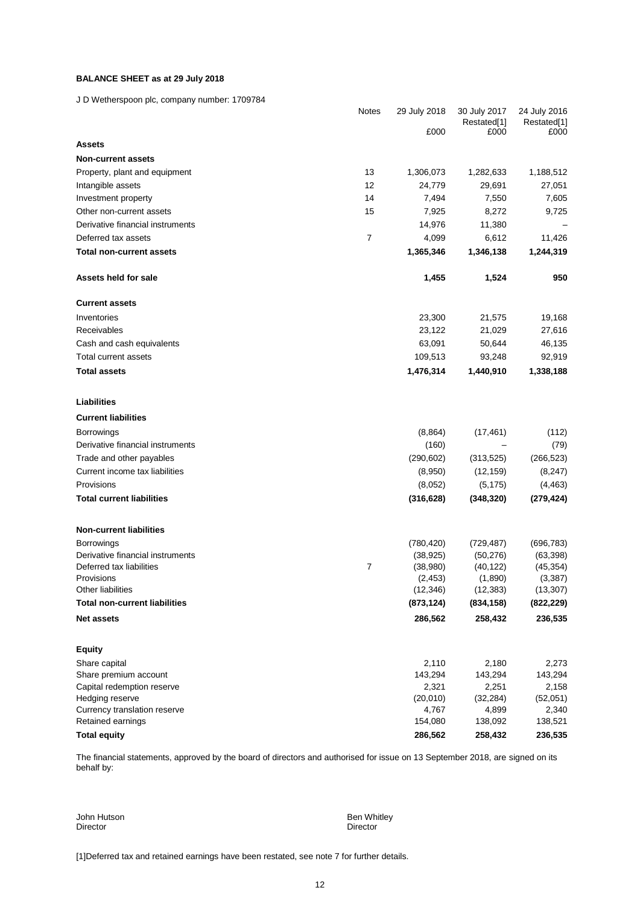**BALANCE SHEET as at 29 July 2018**

J D Wetherspoon plc, company number: 1709784

| | Notes | 29 July 2018 | 30 July 2017 Restated[1] | 24 July 2016 Restated[1] |
|---|---|---|---|---|
| | | £000 | £000 | £000 |
| **Assets** | | | | |
| **Non-current assets** | | | | |
| Property, plant and equipment | 13 | 1,306,073 | 1,282,633 | 1,188,512 |
| Intangible assets | 12 | 24,779 | 29,691 | 27,051 |
| Investment property | 14 | 7,494 | 7,550 | 7,605 |
| Other non-current assets | 15 | 7,925 | 8,272 | 9,725 |
| Derivative financial instruments | | 14,976 | 11,380 | – |
| Deferred tax assets | 7 | 4,099 | 6,612 | 11,426 |
| **Total non-current assets** | | **1,365,346** | **1,346,138** | **1,244,319** |
| **Assets held for sale** | | **1,455** | **1,524** | **950** |
| **Current assets** | | | | |
| Inventories | | 23,300 | 21,575 | 19,168 |
| Receivables | | 23,122 | 21,029 | 27,616 |
| Cash and cash equivalents | | 63,091 | 50,644 | 46,135 |
| Total current assets | | 109,513 | 93,248 | 92,919 |
| **Total assets** | | **1,476,314** | **1,440,910** | **1,338,188** |
| **Liabilities** | | | | |
| **Current liabilities** | | | | |
| Borrowings | | (8,864) | (17,461) | (112) |
| Derivative financial instruments | | (160) | – | (79) |
| Trade and other payables | | (290,602) | (313,525) | (266,523) |
| Current income tax liabilities | | (8,950) | (12,159) | (8,247) |
| Provisions | | (8,052) | (5,175) | (4,463) |
| **Total current liabilities** | | **(316,628)** | **(348,320)** | **(279,424)** |
| **Non-current liabilities** | | | | |
| Borrowings | | (780,420) | (729,487) | (696,783) |
| Derivative financial instruments | | (38,925) | (50,276) | (63,398) |
| Deferred tax liabilities | 7 | (38,980) | (40,122) | (45,354) |
| Provisions | | (2,453) | (1,890) | (3,387) |
| Other liabilities | | (12,346) | (12,383) | (13,307) |
| **Total non-current liabilities** | | **(873,124)** | **(834,158)** | **(822,229)** |
| **Net assets** | | **286,562** | **258,432** | **236,535** |
| **Equity** | | | | |
| Share capital | | 2,110 | 2,180 | 2,273 |
| Share premium account | | 143,294 | 143,294 | 143,294 |
| Capital redemption reserve | | 2,321 | 2,251 | 2,158 |
| Hedging reserve | | (20,010) | (32,284) | (52,051) |
| Currency translation reserve | | 4,767 | 4,899 | 2,340 |
| Retained earnings | | 154,080 | 138,092 | 138,521 |
| **Total equity** | | **286,562** | **258,432** | **236,535** |

The financial statements, approved by the board of directors and authorised for issue on 13 September 2018, are signed on its behalf by:

John Hutson
Director

Ben Whitley
Director

[1]Deferred tax and retained earnings have been restated, see note 7 for further details.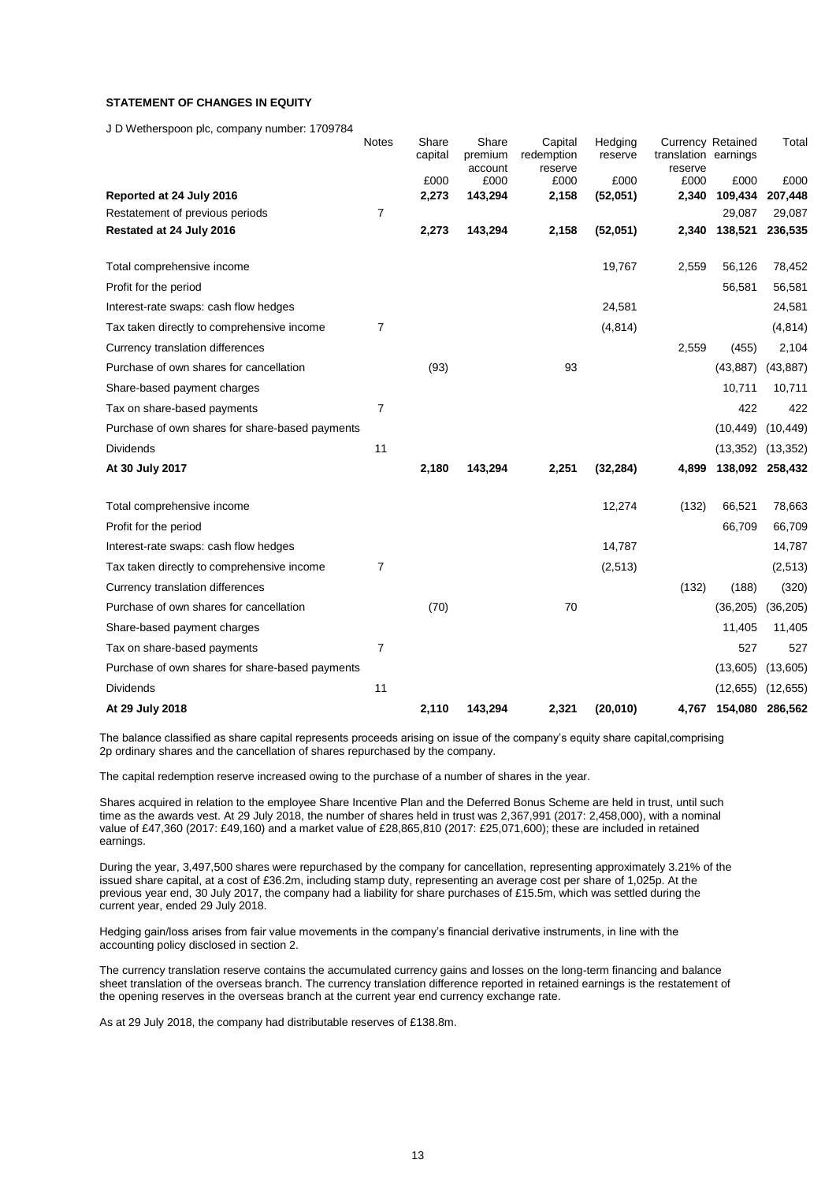**STATEMENT OF CHANGES IN EQUITY**

J D Wetherspoon plc, company number: 1709784

| | Notes | Share capital | Share premium account | Capital redemption reserve | Hedging reserve | Currency translation reserve | Retained earnings | Total |
|---|---|---|---|---|---|---|---|---|
| | | £000 | £000 | £000 | £000 | £000 | £000 | £000 |
| **Reported at 24 July 2016** | | **2,273** | **143,294** | **2,158** | **(52,051)** | **2,340** | **109,434** | **207,448** |
| Restatement of previous periods | 7 | | | | | | 29,087 | 29,087 |
| **Restated at 24 July 2016** | | **2,273** | **143,294** | **2,158** | **(52,051)** | **2,340** | **138,521** | **236,535** |
| | | | | | | | | |
| Total comprehensive income | | | | | 19,767 | 2,559 | 56,126 | 78,452 |
| Profit for the period | | | | | | | 56,581 | 56,581 |
| Interest-rate swaps: cash flow hedges | | | | | 24,581 | | | 24,581 |
| Tax taken directly to comprehensive income | 7 | | | | (4,814) | | | (4,814) |
| Currency translation differences | | | | | | 2,559 | (455) | 2,104 |
| Purchase of own shares for cancellation | | (93) | | 93 | | | (43,887) | (43,887) |
| Share-based payment charges | | | | | | | 10,711 | 10,711 |
| Tax on share-based payments | 7 | | | | | | 422 | 422 |
| Purchase of own shares for share-based payments | | | | | | | (10,449) | (10,449) |
| Dividends | 11 | | | | | | (13,352) | (13,352) |
| **At 30 July 2017** | | **2,180** | **143,294** | **2,251** | **(32,284)** | **4,899** | **138,092** | **258,432** |
| | | | | | | | | |
| Total comprehensive income | | | | | 12,274 | (132) | 66,521 | 78,663 |
| Profit for the period | | | | | | | 66,709 | 66,709 |
| Interest-rate swaps: cash flow hedges | | | | | 14,787 | | | 14,787 |
| Tax taken directly to comprehensive income | 7 | | | | (2,513) | | | (2,513) |
| Currency translation differences | | | | | | (132) | (188) | (320) |
| Purchase of own shares for cancellation | | (70) | | 70 | | | (36,205) | (36,205) |
| Share-based payment charges | | | | | | | 11,405 | 11,405 |
| Tax on share-based payments | 7 | | | | | | 527 | 527 |
| Purchase of own shares for share-based payments | | | | | | | (13,605) | (13,605) |
| Dividends | 11 | | | | | | (12,655) | (12,655) |
| **At 29 July 2018** | | **2,110** | **143,294** | **2,321** | **(20,010)** | **4,767** | **154,080** | **286,562** |

The balance classified as share capital represents proceeds arising on issue of the company's equity share capital,comprising 2p ordinary shares and the cancellation of shares repurchased by the company.

The capital redemption reserve increased owing to the purchase of a number of shares in the year.

Shares acquired in relation to the employee Share Incentive Plan and the Deferred Bonus Scheme are held in trust, until such time as the awards vest. At 29 July 2018, the number of shares held in trust was 2,367,991 (2017: 2,458,000), with a nominal value of £47,360 (2017: £49,160) and a market value of £28,865,810 (2017: £25,071,600); these are included in retained earnings.

During the year, 3,497,500 shares were repurchased by the company for cancellation, representing approximately 3.21% of the issued share capital, at a cost of £36.2m, including stamp duty, representing an average cost per share of 1,025p. At the previous year end, 30 July 2017, the company had a liability for share purchases of £15.5m, which was settled during the current year, ended 29 July 2018.

Hedging gain/loss arises from fair value movements in the company's financial derivative instruments, in line with the accounting policy disclosed in section 2.

The currency translation reserve contains the accumulated currency gains and losses on the long-term financing and balance sheet translation of the overseas branch. The currency translation difference reported in retained earnings is the restatement of the opening reserves in the overseas branch at the current year end currency exchange rate.

As at 29 July 2018, the company had distributable reserves of £138.8m.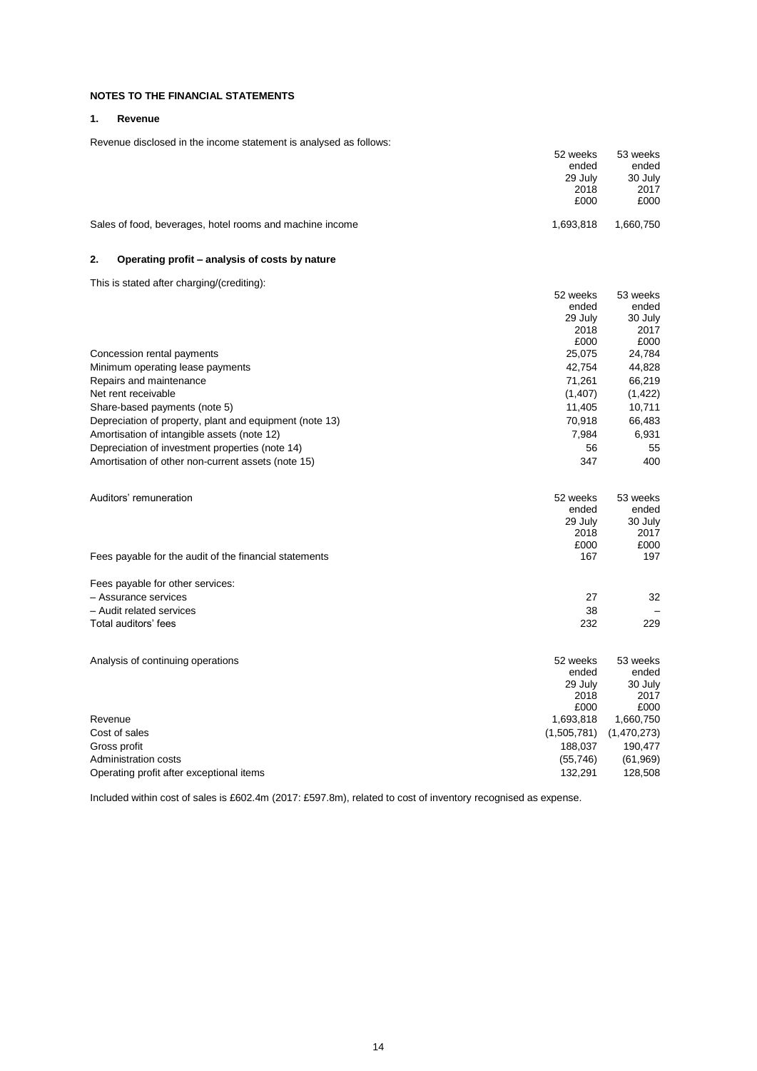## NOTES TO THE FINANCIAL STATEMENTS

### 1. Revenue

Revenue disclosed in the income statement is analysed as follows:

| | 52 weeks ended 29 July 2018 £000 | 53 weeks ended 30 July 2017 £000 |
|---|---|---|
| Sales of food, beverages, hotel rooms and machine income | 1,693,818 | 1,660,750 |

### 2. Operating profit – analysis of costs by nature

This is stated after charging/(crediting):

| | 52 weeks ended 29 July 2018 £000 | 53 weeks ended 30 July 2017 £000 |
|---|---|---|
| Concession rental payments | 25,075 | 24,784 |
| Minimum operating lease payments | 42,754 | 44,828 |
| Repairs and maintenance | 71,261 | 66,219 |
| Net rent receivable | (1,407) | (1,422) |
| Share-based payments (note 5) | 11,405 | 10,711 |
| Depreciation of property, plant and equipment (note 13) | 70,918 | 66,483 |
| Amortisation of intangible assets (note 12) | 7,984 | 6,931 |
| Depreciation of investment properties (note 14) | 56 | 55 |
| Amortisation of other non-current assets (note 15) | 347 | 400 |

| Auditors' remuneration | 52 weeks ended 29 July 2018 £000 | 53 weeks ended 30 July 2017 £000 |
|---|---|---|
| Fees payable for the audit of the financial statements | 167 | 197 |
| Fees payable for other services: | | |
| – Assurance services | 27 | 32 |
| – Audit related services | 38 | – |
| Total auditors' fees | 232 | 229 |

| Analysis of continuing operations | 52 weeks ended 29 July 2018 £000 | 53 weeks ended 30 July 2017 £000 |
|---|---|---|
| Revenue | 1,693,818 | 1,660,750 |
| Cost of sales | (1,505,781) | (1,470,273) |
| Gross profit | 188,037 | 190,477 |
| Administration costs | (55,746) | (61,969) |
| Operating profit after exceptional items | 132,291 | 128,508 |

Included within cost of sales is £602.4m (2017: £597.8m), related to cost of inventory recognised as expense.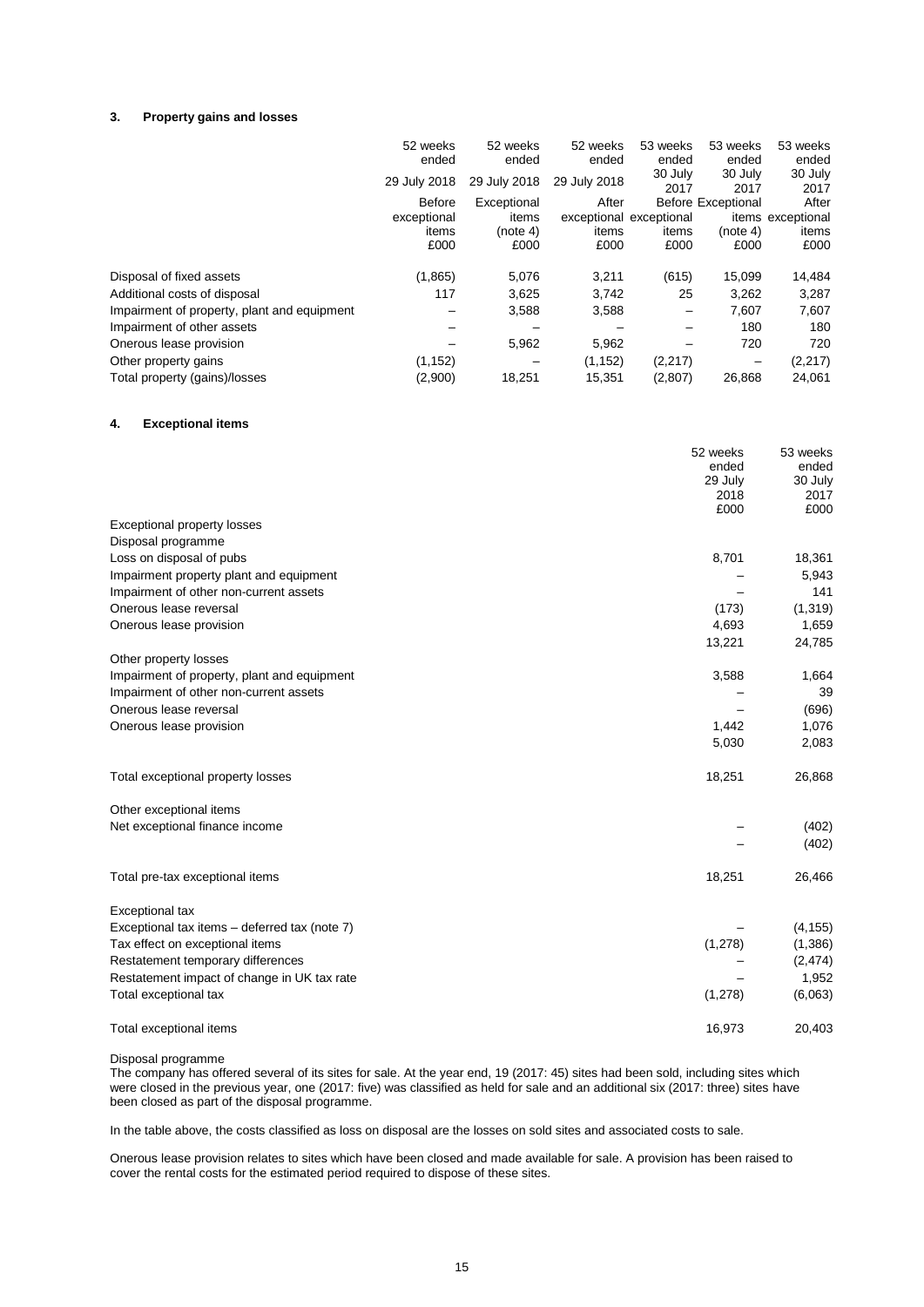### 3. Property gains and losses

| | 52 weeks ended 29 July 2018 Before exceptional items £000 | 52 weeks ended 29 July 2018 Exceptional items (note 4) £000 | 52 weeks ended 29 July 2018 After exceptional items £000 | 53 weeks ended 30 July 2017 Before exceptional items £000 | 53 weeks ended 30 July 2017 Exceptional items (note 4) £000 | 53 weeks ended 30 July 2017 After exceptional items £000 |
|---|---|---|---|---|---|---|
| Disposal of fixed assets | (1,865) | 5,076 | 3,211 | (615) | 15,099 | 14,484 |
| Additional costs of disposal | 117 | 3,625 | 3,742 | 25 | 3,262 | 3,287 |
| Impairment of property, plant and equipment | – | 3,588 | 3,588 | – | 7,607 | 7,607 |
| Impairment of other assets | – | – | – | – | 180 | 180 |
| Onerous lease provision | – | 5,962 | 5,962 | – | 720 | 720 |
| Other property gains | (1,152) | – | (1,152) | (2,217) | – | (2,217) |
| Total property (gains)/losses | (2,900) | 18,251 | 15,351 | (2,807) | 26,868 | 24,061 |

### 4. Exceptional items

| | 52 weeks ended 29 July 2018 £000 | 53 weeks ended 30 July 2017 £000 |
|---|---|---|
| Exceptional property losses | | |
| Disposal programme | | |
| Loss on disposal of pubs | 8,701 | 18,361 |
| Impairment property plant and equipment | – | 5,943 |
| Impairment of other non-current assets | – | 141 |
| Onerous lease reversal | (173) | (1,319) |
| Onerous lease provision | 4,693 | 1,659 |
| | 13,221 | 24,785 |
| Other property losses | | |
| Impairment of property, plant and equipment | 3,588 | 1,664 |
| Impairment of other non-current assets | – | 39 |
| Onerous lease reversal | – | (696) |
| Onerous lease provision | 1,442 | 1,076 |
| | 5,030 | 2,083 |
| Total exceptional property losses | 18,251 | 26,868 |
| Other exceptional items | | |
| Net exceptional finance income | – | (402) |
| | – | (402) |
| Total pre-tax exceptional items | 18,251 | 26,466 |
| Exceptional tax | | |
| Exceptional tax items – deferred tax (note 7) | – | (4,155) |
| Tax effect on exceptional items | (1,278) | (1,386) |
| Restatement temporary differences | – | (2,474) |
| Restatement impact of change in UK tax rate | – | 1,952 |
| Total exceptional tax | (1,278) | (6,063) |
| Total exceptional items | 16,973 | 20,403 |

Disposal programme

The company has offered several of its sites for sale. At the year end, 19 (2017: 45) sites had been sold, including sites which were closed in the previous year, one (2017: five) was classified as held for sale and an additional six (2017: three) sites have been closed as part of the disposal programme.

In the table above, the costs classified as loss on disposal are the losses on sold sites and associated costs to sale.

Onerous lease provision relates to sites which have been closed and made available for sale. A provision has been raised to cover the rental costs for the estimated period required to dispose of these sites.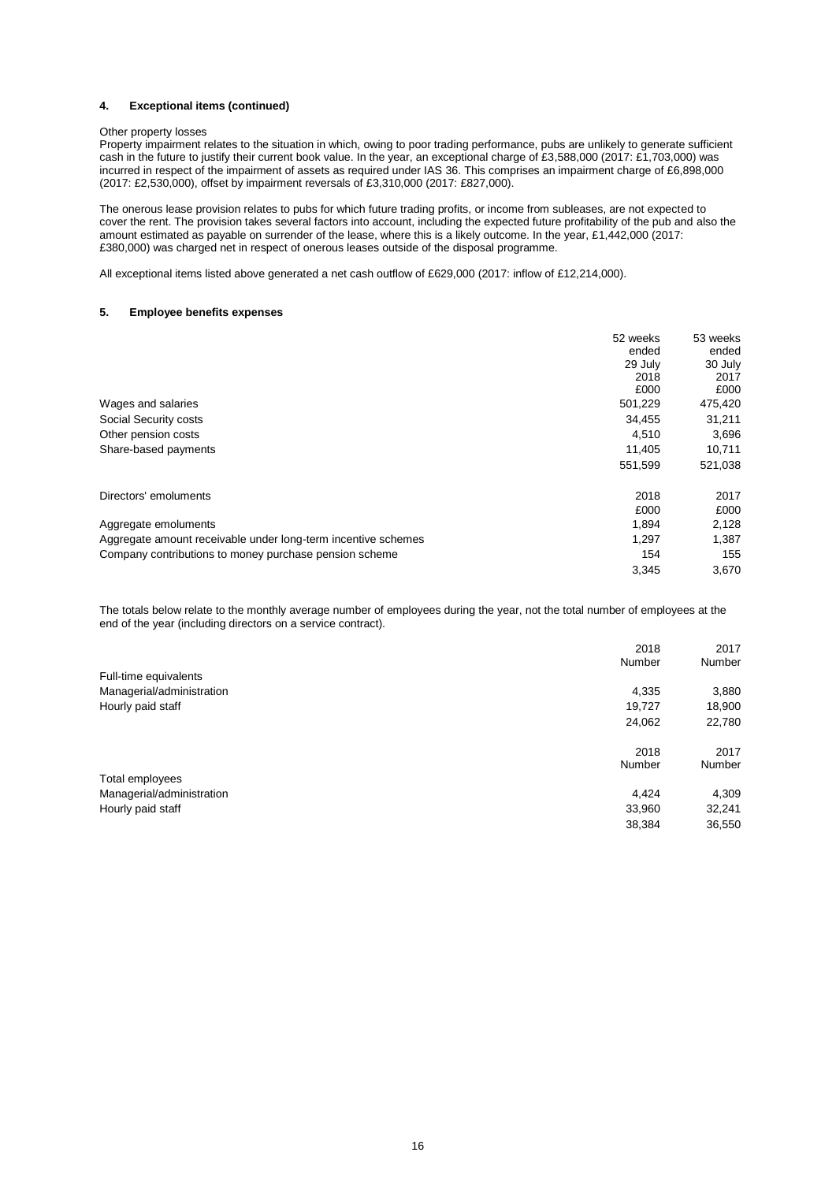### 4. Exceptional items (continued)

Other property losses
Property impairment relates to the situation in which, owing to poor trading performance, pubs are unlikely to generate sufficient cash in the future to justify their current book value. In the year, an exceptional charge of £3,588,000 (2017: £1,703,000) was incurred in respect of the impairment of assets as required under IAS 36. This comprises an impairment charge of £6,898,000 (2017: £2,530,000), offset by impairment reversals of £3,310,000 (2017: £827,000).

The onerous lease provision relates to pubs for which future trading profits, or income from subleases, are not expected to cover the rent. The provision takes several factors into account, including the expected future profitability of the pub and also the amount estimated as payable on surrender of the lease, where this is a likely outcome. In the year, £1,442,000 (2017: £380,000) was charged net in respect of onerous leases outside of the disposal programme.

All exceptional items listed above generated a net cash outflow of £629,000 (2017: inflow of £12,214,000).

### 5. Employee benefits expenses

| | 52 weeks ended 29 July 2018 £000 | 53 weeks ended 30 July 2017 £000 |
|---|---|---|
| Wages and salaries | 501,229 | 475,420 |
| Social Security costs | 34,455 | 31,211 |
| Other pension costs | 4,510 | 3,696 |
| Share-based payments | 11,405 | 10,711 |
| | 551,599 | 521,038 |

| Directors' emoluments | 2018 £000 | 2017 £000 |
|---|---|---|
| Aggregate emoluments | 1,894 | 2,128 |
| Aggregate amount receivable under long-term incentive schemes | 1,297 | 1,387 |
| Company contributions to money purchase pension scheme | 154 | 155 |
| | 3,345 | 3,670 |

The totals below relate to the monthly average number of employees during the year, not the total number of employees at the end of the year (including directors on a service contract).

| | 2018 Number | 2017 Number |
|---|---|---|
| Full-time equivalents | | |
| Managerial/administration | 4,335 | 3,880 |
| Hourly paid staff | 19,727 | 18,900 |
| | 24,062 | 22,780 |

| | 2018 Number | 2017 Number |
|---|---|---|
| Total employees | | |
| Managerial/administration | 4,424 | 4,309 |
| Hourly paid staff | 33,960 | 32,241 |
| | 38,384 | 36,550 |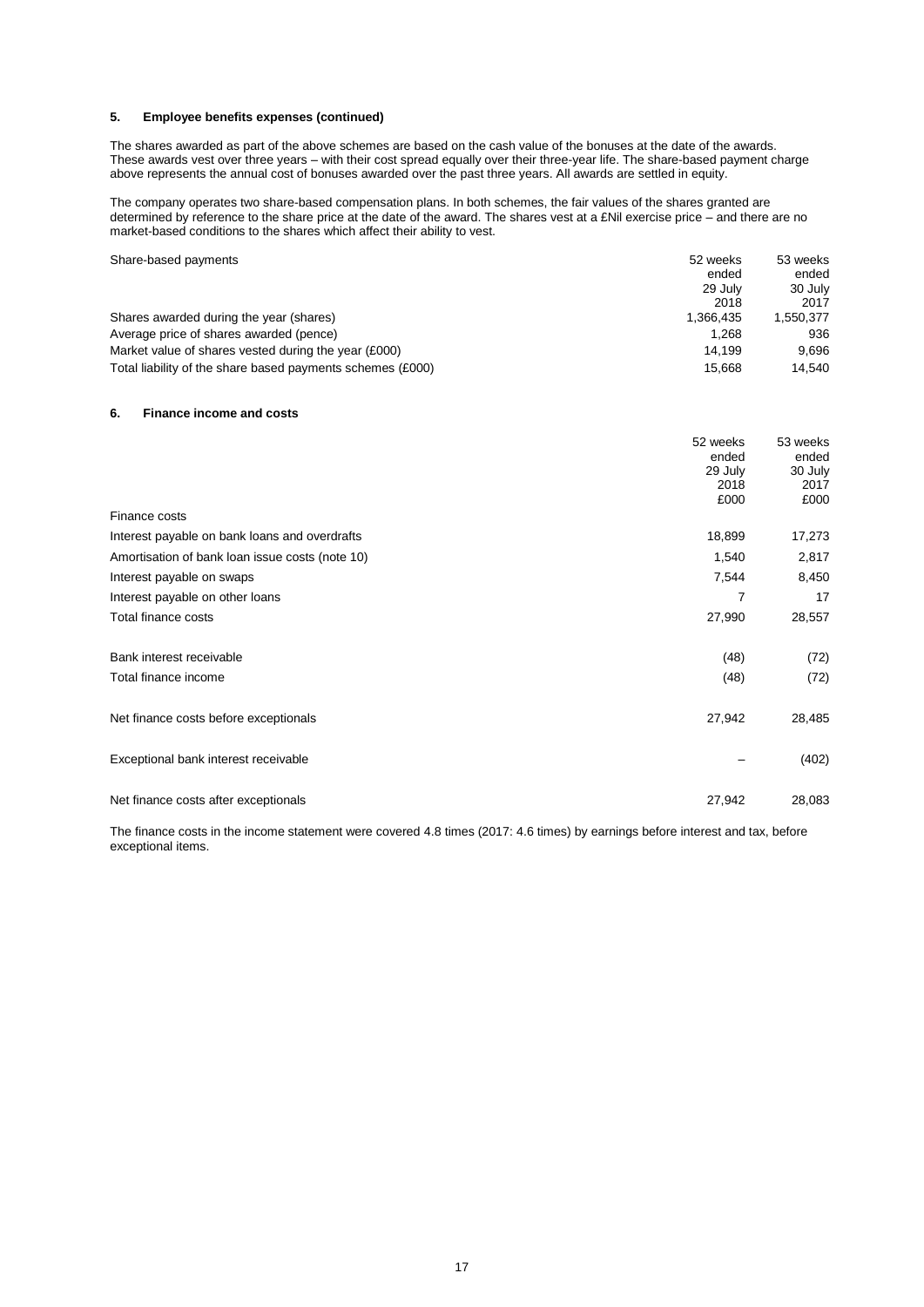### 5. Employee benefits expenses (continued)

The shares awarded as part of the above schemes are based on the cash value of the bonuses at the date of the awards. These awards vest over three years – with their cost spread equally over their three-year life. The share-based payment charge above represents the annual cost of bonuses awarded over the past three years. All awards are settled in equity.

The company operates two share-based compensation plans. In both schemes, the fair values of the shares granted are determined by reference to the share price at the date of the award. The shares vest at a £Nil exercise price – and there are no market-based conditions to the shares which affect their ability to vest.

| Share-based payments | 52 weeks ended 29 July 2018 | 53 weeks ended 30 July 2017 |
|---|---|---|
| Shares awarded during the year (shares) | 1,366,435 | 1,550,377 |
| Average price of shares awarded (pence) | 1,268 | 936 |
| Market value of shares vested during the year (£000) | 14,199 | 9,696 |
| Total liability of the share based payments schemes (£000) | 15,668 | 14,540 |

### 6. Finance income and costs

| | 52 weeks ended 29 July 2018 £000 | 53 weeks ended 30 July 2017 £000 |
|---|---|---|
| Finance costs | | |
| Interest payable on bank loans and overdrafts | 18,899 | 17,273 |
| Amortisation of bank loan issue costs (note 10) | 1,540 | 2,817 |
| Interest payable on swaps | 7,544 | 8,450 |
| Interest payable on other loans | 7 | 17 |
| Total finance costs | 27,990 | 28,557 |
| | | |
| Bank interest receivable | (48) | (72) |
| Total finance income | (48) | (72) |
| | | |
| Net finance costs before exceptionals | 27,942 | 28,485 |
| | | |
| Exceptional bank interest receivable | – | (402) |
| | | |
| Net finance costs after exceptionals | 27,942 | 28,083 |

The finance costs in the income statement were covered 4.8 times (2017: 4.6 times) by earnings before interest and tax, before exceptional items.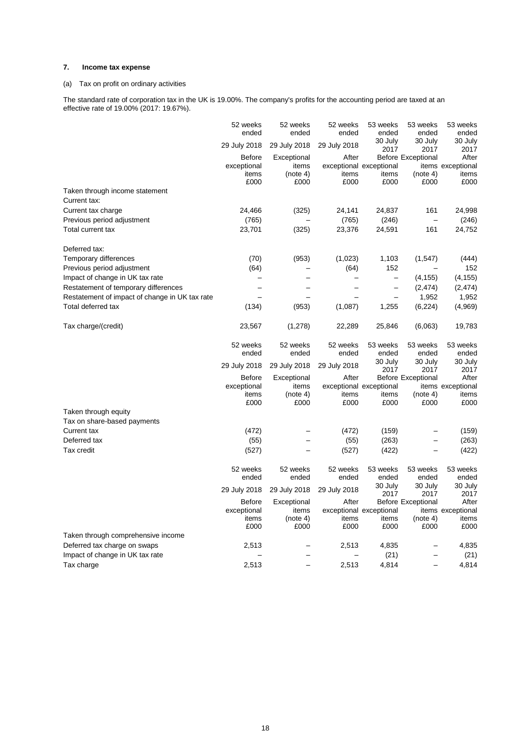## 7. Income tax expense

(a) Tax on profit on ordinary activities

The standard rate of corporation tax in the UK is 19.00%. The company's profits for the accounting period are taxed at an effective rate of 19.00% (2017: 19.67%).

| | 52 weeks ended 29 July 2018 Before exceptional items £000 | 52 weeks ended 29 July 2018 Exceptional items (note 4) £000 | 52 weeks ended 29 July 2018 After exceptional items £000 | 53 weeks ended 30 July 2017 Before exceptional items £000 | 53 weeks ended 30 July 2017 Exceptional items (note 4) £000 | 53 weeks ended 30 July 2017 After exceptional items £000 |
|---|---|---|---|---|---|---|
| Taken through income statement | | | | | | |
| Current tax: | | | | | | |
| Current tax charge | 24,466 | (325) | 24,141 | 24,837 | 161 | 24,998 |
| Previous period adjustment | (765) | – | (765) | (246) | – | (246) |
| Total current tax | 23,701 | (325) | 23,376 | 24,591 | 161 | 24,752 |
| | | | | | | |
| Deferred tax: | | | | | | |
| Temporary differences | (70) | (953) | (1,023) | 1,103 | (1,547) | (444) |
| Previous period adjustment | (64) | – | (64) | 152 | – | 152 |
| Impact of change in UK tax rate | – | – | – | – | (4,155) | (4,155) |
| Restatement of temporary differences | – | – | – | – | (2,474) | (2,474) |
| Restatement of impact of change in UK tax rate | – | – | – | – | 1,952 | 1,952 |
| Total deferred tax | (134) | (953) | (1,087) | 1,255 | (6,224) | (4,969) |
| | | | | | | |
| Tax charge/(credit) | 23,567 | (1,278) | 22,289 | 25,846 | (6,063) | 19,783 |

| | 52 weeks ended 29 July 2018 Before exceptional items £000 | 52 weeks ended 29 July 2018 Exceptional items (note 4) £000 | 52 weeks ended 29 July 2018 After exceptional items £000 | 53 weeks ended 30 July 2017 Before exceptional items £000 | 53 weeks ended 30 July 2017 Exceptional items (note 4) £000 | 53 weeks ended 30 July 2017 After exceptional items £000 |
|---|---|---|---|---|---|---|
| Taken through equity | | | | | | |
| Tax on share-based payments | | | | | | |
| Current tax | (472) | – | (472) | (159) | – | (159) |
| Deferred tax | (55) | – | (55) | (263) | – | (263) |
| Tax credit | (527) | – | (527) | (422) | – | (422) |

| | 52 weeks ended 29 July 2018 Before exceptional items £000 | 52 weeks ended 29 July 2018 Exceptional items (note 4) £000 | 52 weeks ended 29 July 2018 After exceptional items £000 | 53 weeks ended 30 July 2017 Before exceptional items £000 | 53 weeks ended 30 July 2017 Exceptional items (note 4) £000 | 53 weeks ended 30 July 2017 After exceptional items £000 |
|---|---|---|---|---|---|---|
| Taken through comprehensive income | | | | | | |
| Deferred tax charge on swaps | 2,513 | – | 2,513 | 4,835 | – | 4,835 |
| Impact of change in UK tax rate | – | – | – | (21) | – | (21) |
| Tax charge | 2,513 | – | 2,513 | 4,814 | – | 4,814 |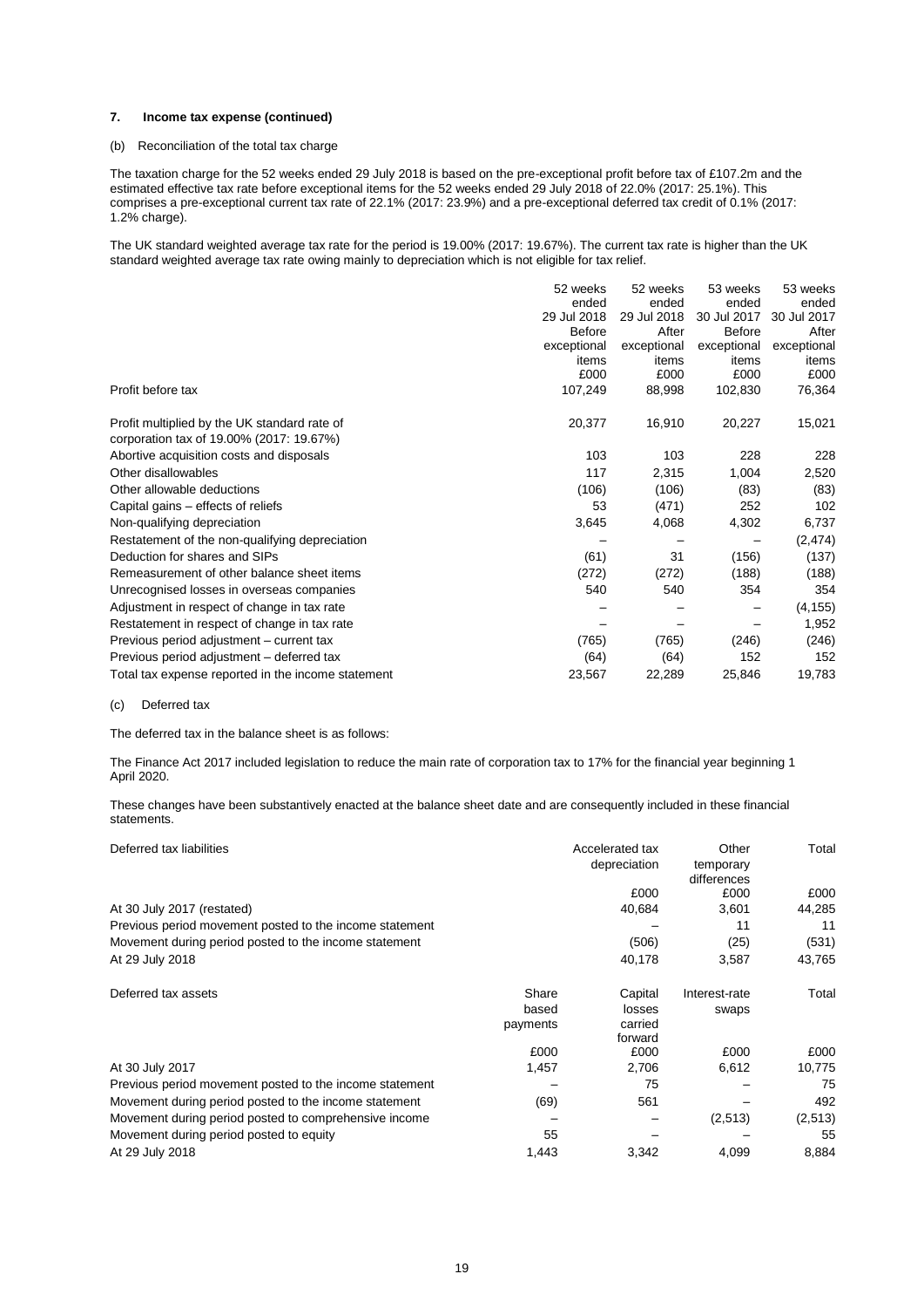### 7. Income tax expense (continued)

(b) Reconciliation of the total tax charge

The taxation charge for the 52 weeks ended 29 July 2018 is based on the pre-exceptional profit before tax of £107.2m and the estimated effective tax rate before exceptional items for the 52 weeks ended 29 July 2018 of 22.0% (2017: 25.1%). This comprises a pre-exceptional current tax rate of 22.1% (2017: 23.9%) and a pre-exceptional deferred tax credit of 0.1% (2017: 1.2% charge).

The UK standard weighted average tax rate for the period is 19.00% (2017: 19.67%). The current tax rate is higher than the UK standard weighted average tax rate owing mainly to depreciation which is not eligible for tax relief.

| | 52 weeks ended 29 Jul 2018 Before exceptional items £000 | 52 weeks ended 29 Jul 2018 After exceptional items £000 | 53 weeks ended 30 Jul 2017 Before exceptional items £000 | 53 weeks ended 30 Jul 2017 After exceptional items £000 |
|---|---|---|---|---|
| Profit before tax | 107,249 | 88,998 | 102,830 | 76,364 |
| Profit multiplied by the UK standard rate of corporation tax of 19.00% (2017: 19.67%) | 20,377 | 16,910 | 20,227 | 15,021 |
| Abortive acquisition costs and disposals | 103 | 103 | 228 | 228 |
| Other disallowables | 117 | 2,315 | 1,004 | 2,520 |
| Other allowable deductions | (106) | (106) | (83) | (83) |
| Capital gains – effects of reliefs | 53 | (471) | 252 | 102 |
| Non-qualifying depreciation | 3,645 | 4,068 | 4,302 | 6,737 |
| Restatement of the non-qualifying depreciation | – | – | – | (2,474) |
| Deduction for shares and SIPs | (61) | 31 | (156) | (137) |
| Remeasurement of other balance sheet items | (272) | (272) | (188) | (188) |
| Unrecognised losses in overseas companies | 540 | 540 | 354 | 354 |
| Adjustment in respect of change in tax rate | – | – | – | (4,155) |
| Restatement in respect of change in tax rate | – | – | – | 1,952 |
| Previous period adjustment – current tax | (765) | (765) | (246) | (246) |
| Previous period adjustment – deferred tax | (64) | (64) | 152 | 152 |
| Total tax expense reported in the income statement | 23,567 | 22,289 | 25,846 | 19,783 |

(c) Deferred tax

The deferred tax in the balance sheet is as follows:

The Finance Act 2017 included legislation to reduce the main rate of corporation tax to 17% for the financial year beginning 1 April 2020.

These changes have been substantively enacted at the balance sheet date and are consequently included in these financial statements.

| Deferred tax liabilities | Accelerated tax depreciation £000 | Other temporary differences £000 | Total £000 |
|---|---|---|---|
| At 30 July 2017 (restated) | 40,684 | 3,601 | 44,285 |
| Previous period movement posted to the income statement | – | 11 | 11 |
| Movement during period posted to the income statement | (506) | (25) | (531) |
| At 29 July 2018 | 40,178 | 3,587 | 43,765 |

| Deferred tax assets | Share based payments £000 | Capital losses carried forward £000 | Interest-rate swaps £000 | Total £000 |
|---|---|---|---|---|
| At 30 July 2017 | 1,457 | 2,706 | 6,612 | 10,775 |
| Previous period movement posted to the income statement | – | 75 | – | 75 |
| Movement during period posted to the income statement | (69) | 561 | – | 492 |
| Movement during period posted to comprehensive income | – | – | (2,513) | (2,513) |
| Movement during period posted to equity | 55 | – | – | 55 |
| At 29 July 2018 | 1,443 | 3,342 | 4,099 | 8,884 |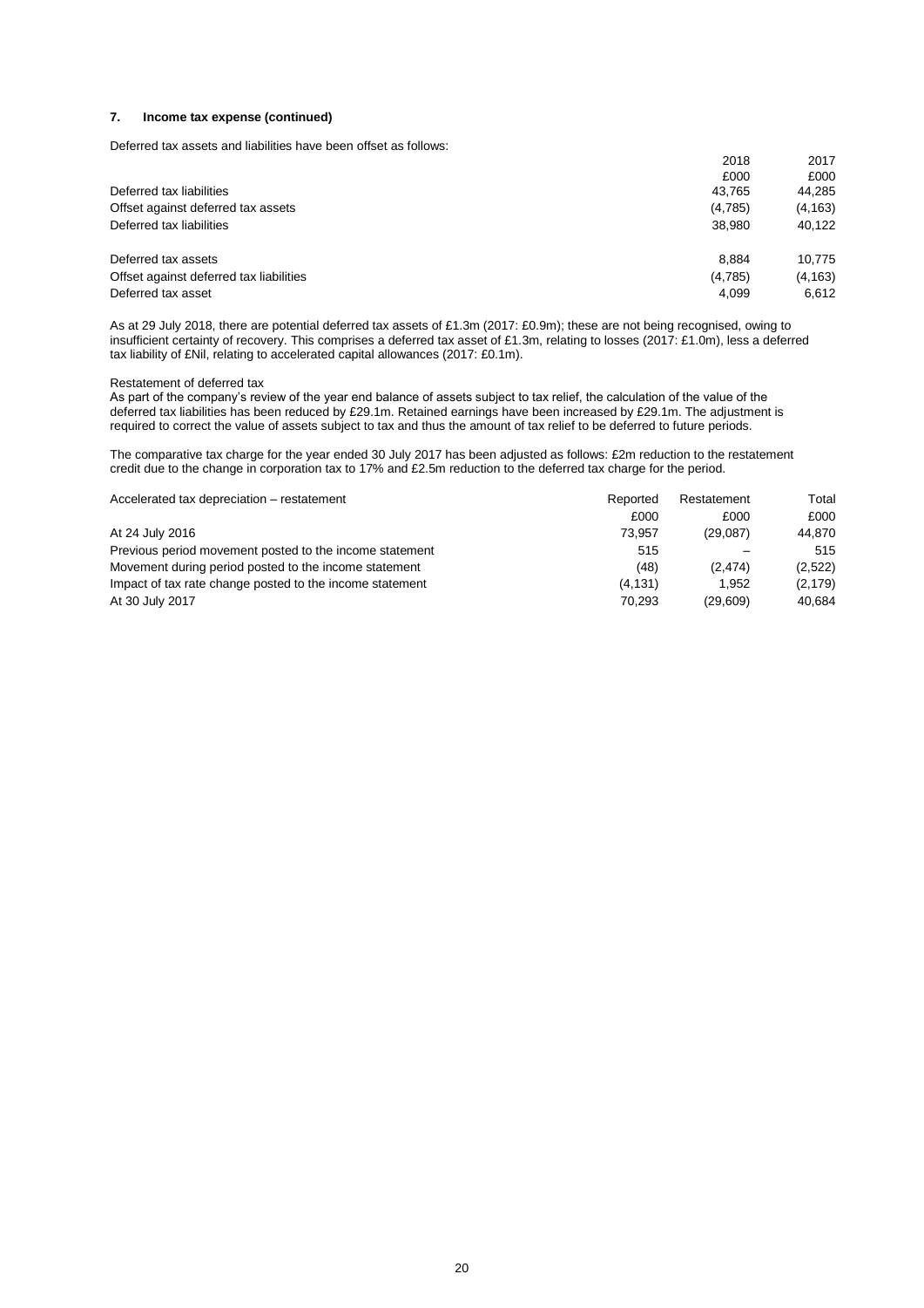### 7. Income tax expense (continued)

Deferred tax assets and liabilities have been offset as follows:

| | 2018 | 2017 |
|---|---|---|
| | £000 | £000 |
| Deferred tax liabilities | 43,765 | 44,285 |
| Offset against deferred tax assets | (4,785) | (4,163) |
| Deferred tax liabilities | 38,980 | 40,122 |
| | | |
| Deferred tax assets | 8,884 | 10,775 |
| Offset against deferred tax liabilities | (4,785) | (4,163) |
| Deferred tax asset | 4,099 | 6,612 |

As at 29 July 2018, there are potential deferred tax assets of £1.3m (2017: £0.9m); these are not being recognised, owing to insufficient certainty of recovery. This comprises a deferred tax asset of £1.3m, relating to losses (2017: £1.0m), less a deferred tax liability of £Nil, relating to accelerated capital allowances (2017: £0.1m).

Restatement of deferred tax

As part of the company's review of the year end balance of assets subject to tax relief, the calculation of the value of the deferred tax liabilities has been reduced by £29.1m. Retained earnings have been increased by £29.1m. The adjustment is required to correct the value of assets subject to tax and thus the amount of tax relief to be deferred to future periods.

The comparative tax charge for the year ended 30 July 2017 has been adjusted as follows: £2m reduction to the restatement credit due to the change in corporation tax to 17% and £2.5m reduction to the deferred tax charge for the period.

| Accelerated tax depreciation – restatement | Reported | Restatement | Total |
|---|---|---|---|
| | £000 | £000 | £000 |
| At 24 July 2016 | 73,957 | (29,087) | 44,870 |
| Previous period movement posted to the income statement | 515 | – | 515 |
| Movement during period posted to the income statement | (48) | (2,474) | (2,522) |
| Impact of tax rate change posted to the income statement | (4,131) | 1,952 | (2,179) |
| At 30 July 2017 | 70,293 | (29,609) | 40,684 |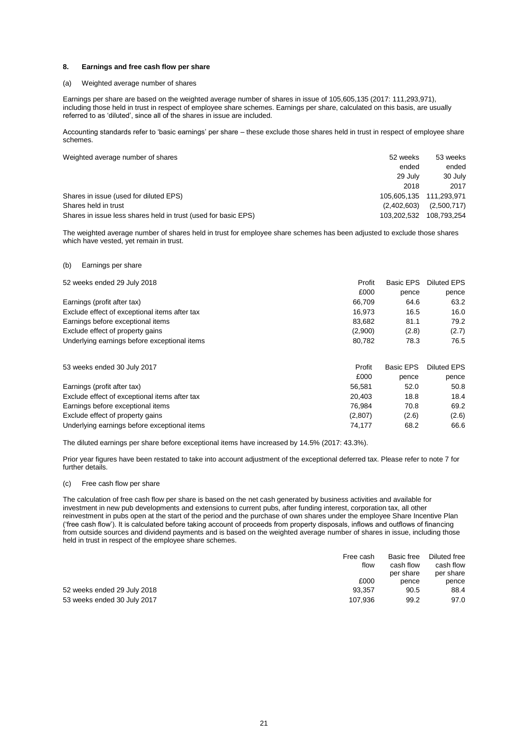## 8. Earnings and free cash flow per share

### (a) Weighted average number of shares

Earnings per share are based on the weighted average number of shares in issue of 105,605,135 (2017: 111,293,971), including those held in trust in respect of employee share schemes. Earnings per share, calculated on this basis, are usually referred to as 'diluted', since all of the shares in issue are included.

Accounting standards refer to 'basic earnings' per share – these exclude those shares held in trust in respect of employee share schemes.

| Weighted average number of shares | 52 weeks ended 29 July 2018 | 53 weeks ended 30 July 2017 |
|---|---|---|
| Shares in issue (used for diluted EPS) | 105,605,135 | 111,293,971 |
| Shares held in trust | (2,402,603) | (2,500,717) |
| Shares in issue less shares held in trust (used for basic EPS) | 103,202,532 | 108,793,254 |

The weighted average number of shares held in trust for employee share schemes has been adjusted to exclude those shares which have vested, yet remain in trust.

### (b) Earnings per share

| 52 weeks ended 29 July 2018 | Profit £000 | Basic EPS pence | Diluted EPS pence |
|---|---|---|---|
| Earnings (profit after tax) | 66,709 | 64.6 | 63.2 |
| Exclude effect of exceptional items after tax | 16,973 | 16.5 | 16.0 |
| Earnings before exceptional items | 83,682 | 81.1 | 79.2 |
| Exclude effect of property gains | (2,900) | (2.8) | (2.7) |
| Underlying earnings before exceptional items | 80,782 | 78.3 | 76.5 |

| 53 weeks ended 30 July 2017 | Profit £000 | Basic EPS pence | Diluted EPS pence |
|---|---|---|---|
| Earnings (profit after tax) | 56,581 | 52.0 | 50.8 |
| Exclude effect of exceptional items after tax | 20,403 | 18.8 | 18.4 |
| Earnings before exceptional items | 76,984 | 70.8 | 69.2 |
| Exclude effect of property gains | (2,807) | (2.6) | (2.6) |
| Underlying earnings before exceptional items | 74,177 | 68.2 | 66.6 |

The diluted earnings per share before exceptional items have increased by 14.5% (2017: 43.3%).

Prior year figures have been restated to take into account adjustment of the exceptional deferred tax. Please refer to note 7 for further details.

### (c) Free cash flow per share

The calculation of free cash flow per share is based on the net cash generated by business activities and available for investment in new pub developments and extensions to current pubs, after funding interest, corporation tax, all other reinvestment in pubs open at the start of the period and the purchase of own shares under the employee Share Incentive Plan ('free cash flow'). It is calculated before taking account of proceeds from property disposals, inflows and outflows of financing from outside sources and dividend payments and is based on the weighted average number of shares in issue, including those held in trust in respect of the employee share schemes.

| | Free cash flow £000 | Basic free cash flow per share pence | Diluted free cash flow per share pence |
|---|---|---|---|
| 52 weeks ended 29 July 2018 | 93,357 | 90.5 | 88.4 |
| 53 weeks ended 30 July 2017 | 107,936 | 99.2 | 97.0 |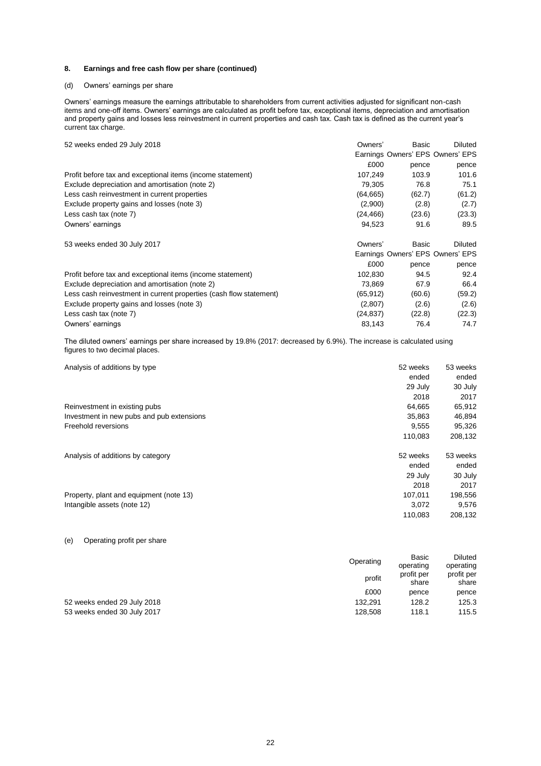## 8. Earnings and free cash flow per share (continued)

### (d) Owners' earnings per share

Owners' earnings measure the earnings attributable to shareholders from current activities adjusted for significant non-cash items and one-off items. Owners' earnings are calculated as profit before tax, exceptional items, depreciation and amortisation and property gains and losses less reinvestment in current properties and cash tax. Cash tax is defined as the current year's current tax charge.

| 52 weeks ended 29 July 2018 | Owners' Earnings | Basic Owners' EPS | Diluted Owners' EPS |
|---|---|---|---|
| | £000 | pence | pence |
| Profit before tax and exceptional items (income statement) | 107,249 | 103.9 | 101.6 |
| Exclude depreciation and amortisation (note 2) | 79,305 | 76.8 | 75.1 |
| Less cash reinvestment in current properties | (64,665) | (62.7) | (61.2) |
| Exclude property gains and losses (note 3) | (2,900) | (2.8) | (2.7) |
| Less cash tax (note 7) | (24,466) | (23.6) | (23.3) |
| Owners' earnings | 94,523 | 91.6 | 89.5 |

| 53 weeks ended 30 July 2017 | Owners' Earnings | Basic Owners' EPS | Diluted Owners' EPS |
|---|---|---|---|
| | £000 | pence | pence |
| Profit before tax and exceptional items (income statement) | 102,830 | 94.5 | 92.4 |
| Exclude depreciation and amortisation (note 2) | 73,869 | 67.9 | 66.4 |
| Less cash reinvestment in current properties (cash flow statement) | (65,912) | (60.6) | (59.2) |
| Exclude property gains and losses (note 3) | (2,807) | (2.6) | (2.6) |
| Less cash tax (note 7) | (24,837) | (22.8) | (22.3) |
| Owners' earnings | 83,143 | 76.4 | 74.7 |

The diluted owners' earnings per share increased by 19.8% (2017: decreased by 6.9%). The increase is calculated using figures to two decimal places.

| Analysis of additions by type | 52 weeks ended 29 July 2018 | 53 weeks ended 30 July 2017 |
|---|---|---|
| Reinvestment in existing pubs | 64,665 | 65,912 |
| Investment in new pubs and pub extensions | 35,863 | 46,894 |
| Freehold reversions | 9,555 | 95,326 |
| | 110,083 | 208,132 |

| Analysis of additions by category | 52 weeks ended 29 July 2018 | 53 weeks ended 30 July 2017 |
|---|---|---|
| Property, plant and equipment (note 13) | 107,011 | 198,556 |
| Intangible assets (note 12) | 3,072 | 9,576 |
| | 110,083 | 208,132 |

### (e) Operating profit per share

| | Operating profit | Basic operating profit per share | Diluted operating profit per share |
|---|---|---|---|
| | £000 | pence | pence |
| 52 weeks ended 29 July 2018 | 132,291 | 128.2 | 125.3 |
| 53 weeks ended 30 July 2017 | 128,508 | 118.1 | 115.5 |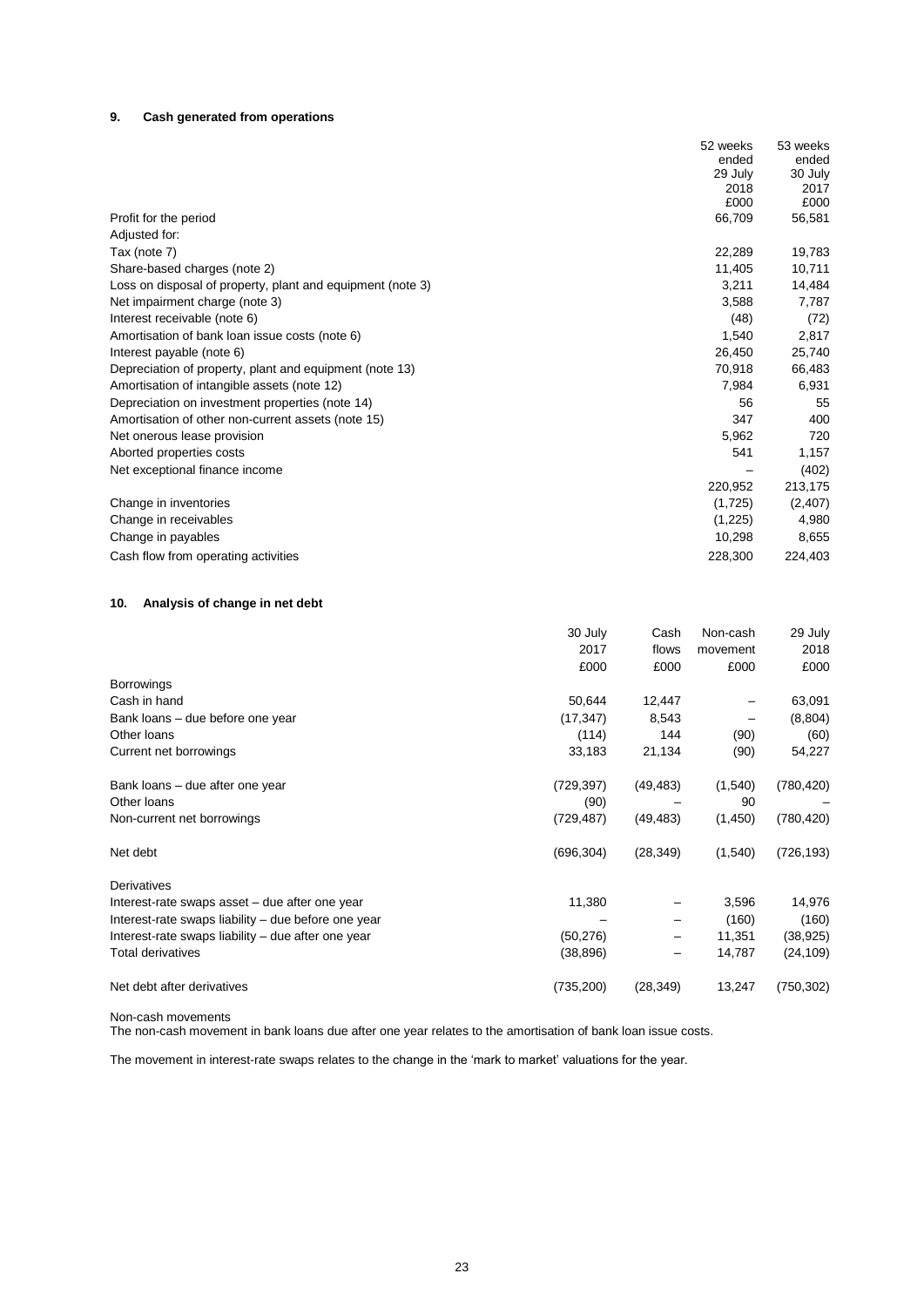### 9. Cash generated from operations

| | 52 weeks ended 29 July 2018 £000 | 53 weeks ended 30 July 2017 £000 |
|---|---|---|
| Profit for the period | 66,709 | 56,581 |
| Adjusted for: | | |
| Tax (note 7) | 22,289 | 19,783 |
| Share-based charges (note 2) | 11,405 | 10,711 |
| Loss on disposal of property, plant and equipment (note 3) | 3,211 | 14,484 |
| Net impairment charge (note 3) | 3,588 | 7,787 |
| Interest receivable (note 6) | (48) | (72) |
| Amortisation of bank loan issue costs (note 6) | 1,540 | 2,817 |
| Interest payable (note 6) | 26,450 | 25,740 |
| Depreciation of property, plant and equipment (note 13) | 70,918 | 66,483 |
| Amortisation of intangible assets (note 12) | 7,984 | 6,931 |
| Depreciation on investment properties (note 14) | 56 | 55 |
| Amortisation of other non-current assets (note 15) | 347 | 400 |
| Net onerous lease provision | 5,962 | 720 |
| Aborted properties costs | 541 | 1,157 |
| Net exceptional finance income | – | (402) |
| | 220,952 | 213,175 |
| Change in inventories | (1,725) | (2,407) |
| Change in receivables | (1,225) | 4,980 |
| Change in payables | 10,298 | 8,655 |
| Cash flow from operating activities | 228,300 | 224,403 |

### 10. Analysis of change in net debt

| | 30 July 2017 £000 | Cash flows £000 | Non-cash movement £000 | 29 July 2018 £000 |
|---|---|---|---|---|
| Borrowings | | | | |
| Cash in hand | 50,644 | 12,447 | – | 63,091 |
| Bank loans – due before one year | (17,347) | 8,543 | – | (8,804) |
| Other loans | (114) | 144 | (90) | (60) |
| Current net borrowings | 33,183 | 21,134 | (90) | 54,227 |
| | | | | |
| Bank loans – due after one year | (729,397) | (49,483) | (1,540) | (780,420) |
| Other loans | (90) | – | 90 | – |
| Non-current net borrowings | (729,487) | (49,483) | (1,450) | (780,420) |
| | | | | |
| Net debt | (696,304) | (28,349) | (1,540) | (726,193) |
| | | | | |
| Derivatives | | | | |
| Interest-rate swaps asset – due after one year | 11,380 | – | 3,596 | 14,976 |
| Interest-rate swaps liability – due before one year | – | – | (160) | (160) |
| Interest-rate swaps liability – due after one year | (50,276) | – | 11,351 | (38,925) |
| Total derivatives | (38,896) | – | 14,787 | (24,109) |
| | | | | |
| Net debt after derivatives | (735,200) | (28,349) | 13,247 | (750,302) |

Non-cash movements

The non-cash movement in bank loans due after one year relates to the amortisation of bank loan issue costs.

The movement in interest-rate swaps relates to the change in the 'mark to market' valuations for the year.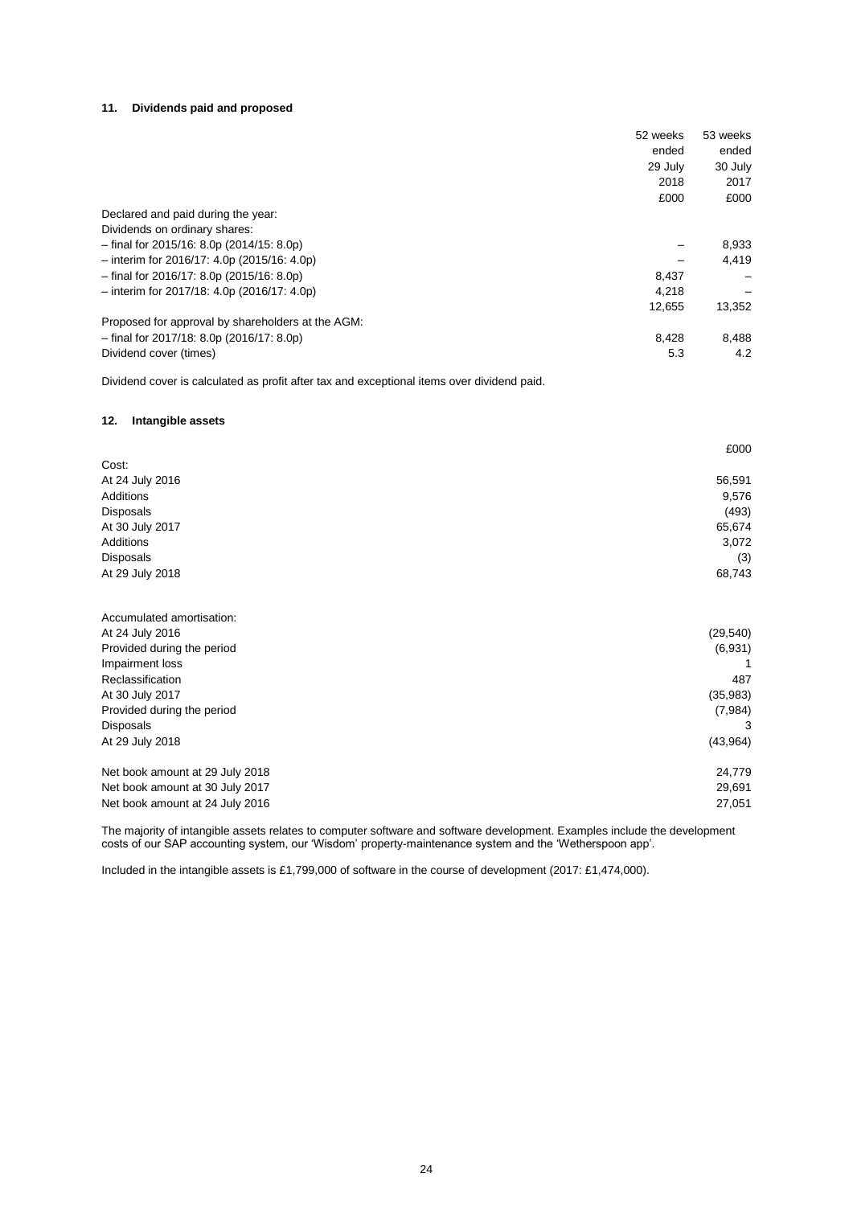## 11. Dividends paid and proposed

| | 52 weeks ended 29 July 2018 £000 | 53 weeks ended 30 July 2017 £000 |
|---|---|---|
| Declared and paid during the year: | | |
| Dividends on ordinary shares: | | |
| – final for 2015/16: 8.0p (2014/15: 8.0p) | – | 8,933 |
| – interim for 2016/17: 4.0p (2015/16: 4.0p) | – | 4,419 |
| – final for 2016/17: 8.0p (2015/16: 8.0p) | 8,437 | – |
| – interim for 2017/18: 4.0p (2016/17: 4.0p) | 4,218 | – |
| | 12,655 | 13,352 |
| Proposed for approval by shareholders at the AGM: | | |
| – final for 2017/18: 8.0p (2016/17: 8.0p) | 8,428 | 8,488 |
| Dividend cover (times) | 5.3 | 4.2 |

Dividend cover is calculated as profit after tax and exceptional items over dividend paid.

## 12. Intangible assets

| | £000 |
|---|---|
| Cost: | |
| At 24 July 2016 | 56,591 |
| Additions | 9,576 |
| Disposals | (493) |
| At 30 July 2017 | 65,674 |
| Additions | 3,072 |
| Disposals | (3) |
| At 29 July 2018 | 68,743 |
| | |
| Accumulated amortisation: | |
| At 24 July 2016 | (29,540) |
| Provided during the period | (6,931) |
| Impairment loss | 1 |
| Reclassification | 487 |
| At 30 July 2017 | (35,983) |
| Provided during the period | (7,984) |
| Disposals | 3 |
| At 29 July 2018 | (43,964) |
| | |
| Net book amount at 29 July 2018 | 24,779 |
| Net book amount at 30 July 2017 | 29,691 |
| Net book amount at 24 July 2016 | 27,051 |

The majority of intangible assets relates to computer software and software development. Examples include the development costs of our SAP accounting system, our 'Wisdom' property-maintenance system and the 'Wetherspoon app'.

Included in the intangible assets is £1,799,000 of software in the course of development (2017: £1,474,000).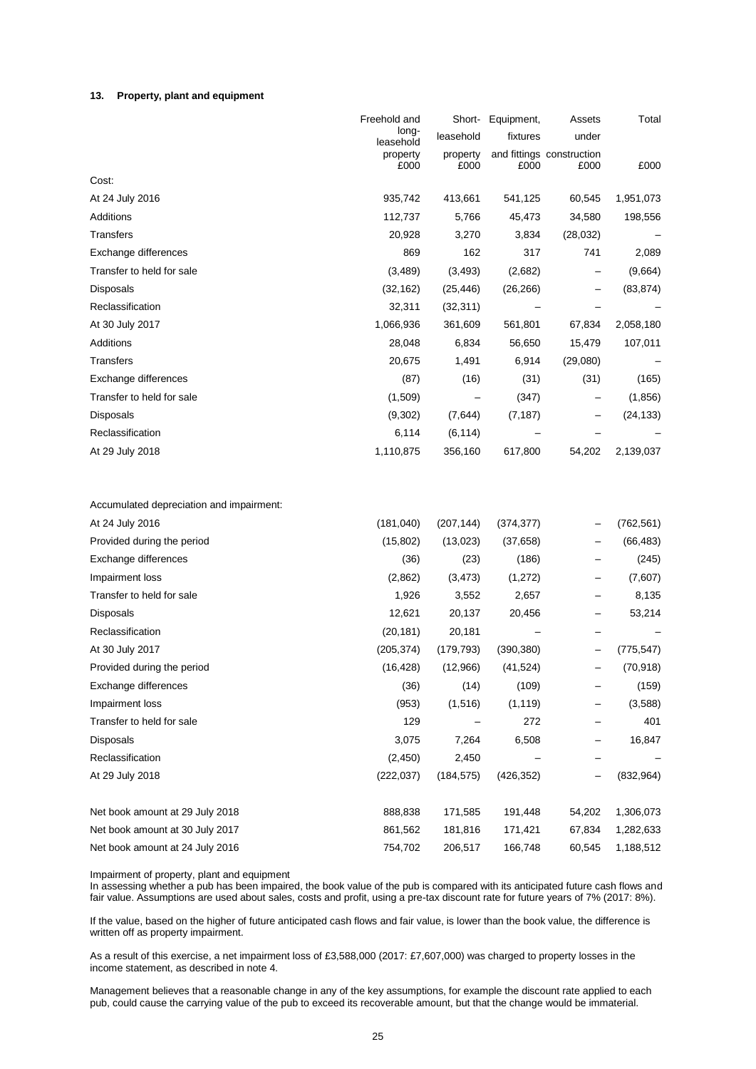**13. Property, plant and equipment**

| | Freehold and long-leasehold property £000 | Short-leasehold property £000 | Equipment, fixtures and fittings £000 | Assets under construction £000 | Total £000 |
|---|---|---|---|---|---|
| Cost: | | | | | |
| At 24 July 2016 | 935,742 | 413,661 | 541,125 | 60,545 | 1,951,073 |
| Additions | 112,737 | 5,766 | 45,473 | 34,580 | 198,556 |
| Transfers | 20,928 | 3,270 | 3,834 | (28,032) | – |
| Exchange differences | 869 | 162 | 317 | 741 | 2,089 |
| Transfer to held for sale | (3,489) | (3,493) | (2,682) | – | (9,664) |
| Disposals | (32,162) | (25,446) | (26,266) | – | (83,874) |
| Reclassification | 32,311 | (32,311) | – | – | – |
| At 30 July 2017 | 1,066,936 | 361,609 | 561,801 | 67,834 | 2,058,180 |
| Additions | 28,048 | 6,834 | 56,650 | 15,479 | 107,011 |
| Transfers | 20,675 | 1,491 | 6,914 | (29,080) | – |
| Exchange differences | (87) | (16) | (31) | (31) | (165) |
| Transfer to held for sale | (1,509) | – | (347) | – | (1,856) |
| Disposals | (9,302) | (7,644) | (7,187) | – | (24,133) |
| Reclassification | 6,114 | (6,114) | – | – | – |
| At 29 July 2018 | 1,110,875 | 356,160 | 617,800 | 54,202 | 2,139,037 |
| | | | | | |
| Accumulated depreciation and impairment: | | | | | |
| At 24 July 2016 | (181,040) | (207,144) | (374,377) | – | (762,561) |
| Provided during the period | (15,802) | (13,023) | (37,658) | – | (66,483) |
| Exchange differences | (36) | (23) | (186) | – | (245) |
| Impairment loss | (2,862) | (3,473) | (1,272) | – | (7,607) |
| Transfer to held for sale | 1,926 | 3,552 | 2,657 | – | 8,135 |
| Disposals | 12,621 | 20,137 | 20,456 | – | 53,214 |
| Reclassification | (20,181) | 20,181 | – | – | – |
| At 30 July 2017 | (205,374) | (179,793) | (390,380) | – | (775,547) |
| Provided during the period | (16,428) | (12,966) | (41,524) | – | (70,918) |
| Exchange differences | (36) | (14) | (109) | – | (159) |
| Impairment loss | (953) | (1,516) | (1,119) | – | (3,588) |
| Transfer to held for sale | 129 | – | 272 | – | 401 |
| Disposals | 3,075 | 7,264 | 6,508 | – | 16,847 |
| Reclassification | (2,450) | 2,450 | – | – | – |
| At 29 July 2018 | (222,037) | (184,575) | (426,352) | – | (832,964) |
| | | | | | |
| Net book amount at 29 July 2018 | 888,838 | 171,585 | 191,448 | 54,202 | 1,306,073 |
| Net book amount at 30 July 2017 | 861,562 | 181,816 | 171,421 | 67,834 | 1,282,633 |
| Net book amount at 24 July 2016 | 754,702 | 206,517 | 166,748 | 60,545 | 1,188,512 |

Impairment of property, plant and equipment
In assessing whether a pub has been impaired, the book value of the pub is compared with its anticipated future cash flows and fair value. Assumptions are used about sales, costs and profit, using a pre-tax discount rate for future years of 7% (2017: 8%).

If the value, based on the higher of future anticipated cash flows and fair value, is lower than the book value, the difference is written off as property impairment.

As a result of this exercise, a net impairment loss of £3,588,000 (2017: £7,607,000) was charged to property losses in the income statement, as described in note 4.

Management believes that a reasonable change in any of the key assumptions, for example the discount rate applied to each pub, could cause the carrying value of the pub to exceed its recoverable amount, but that the change would be immaterial.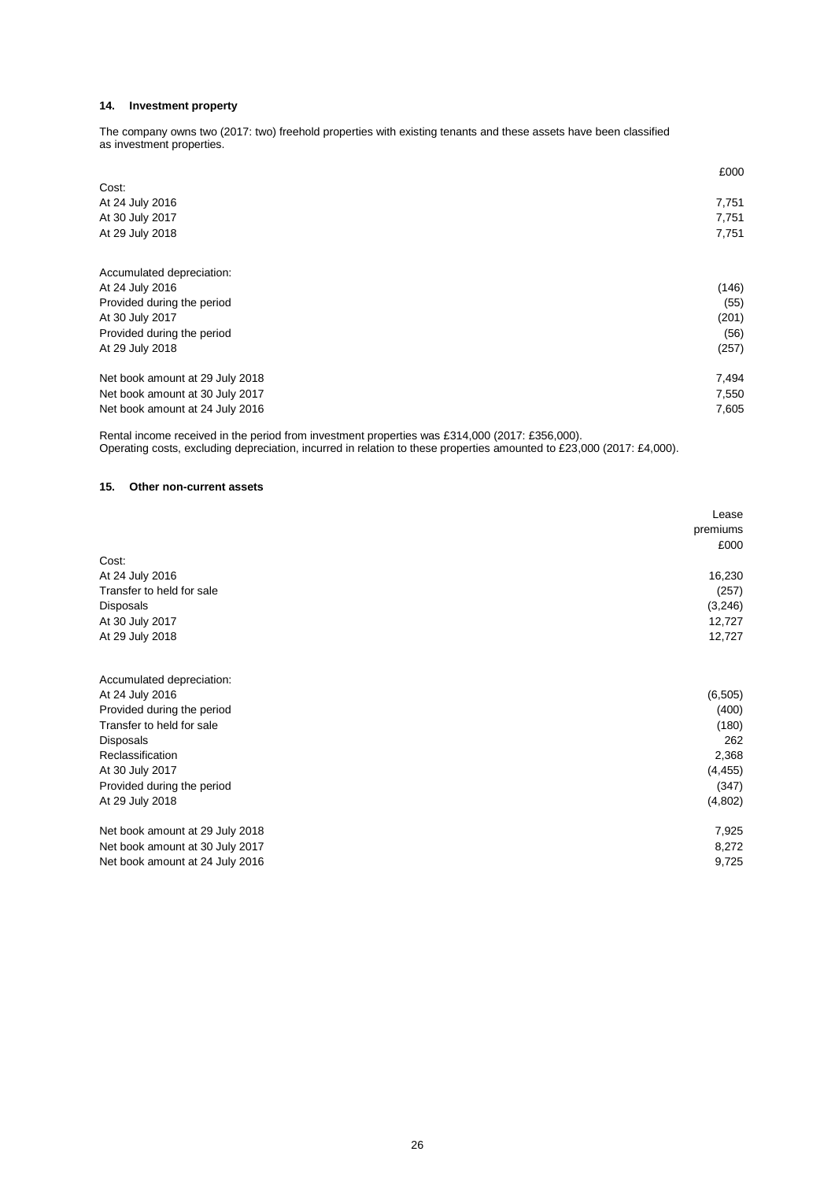## 14. Investment property

The company owns two (2017: two) freehold properties with existing tenants and these assets have been classified as investment properties.

| | £000 |
|---|---|
| Cost: | |
| At 24 July 2016 | 7,751 |
| At 30 July 2017 | 7,751 |
| At 29 July 2018 | 7,751 |
| | |
| Accumulated depreciation: | |
| At 24 July 2016 | (146) |
| Provided during the period | (55) |
| At 30 July 2017 | (201) |
| Provided during the period | (56) |
| At 29 July 2018 | (257) |
| | |
| Net book amount at 29 July 2018 | 7,494 |
| Net book amount at 30 July 2017 | 7,550 |
| Net book amount at 24 July 2016 | 7,605 |

Rental income received in the period from investment properties was £314,000 (2017: £356,000).
Operating costs, excluding depreciation, incurred in relation to these properties amounted to £23,000 (2017: £4,000).

## 15. Other non-current assets

| | Lease premiums £000 |
|---|---|
| Cost: | |
| At 24 July 2016 | 16,230 |
| Transfer to held for sale | (257) |
| Disposals | (3,246) |
| At 30 July 2017 | 12,727 |
| At 29 July 2018 | 12,727 |
| | |
| Accumulated depreciation: | |
| At 24 July 2016 | (6,505) |
| Provided during the period | (400) |
| Transfer to held for sale | (180) |
| Disposals | 262 |
| Reclassification | 2,368 |
| At 30 July 2017 | (4,455) |
| Provided during the period | (347) |
| At 29 July 2018 | (4,802) |
| | |
| Net book amount at 29 July 2018 | 7,925 |
| Net book amount at 30 July 2017 | 8,272 |
| Net book amount at 24 July 2016 | 9,725 |